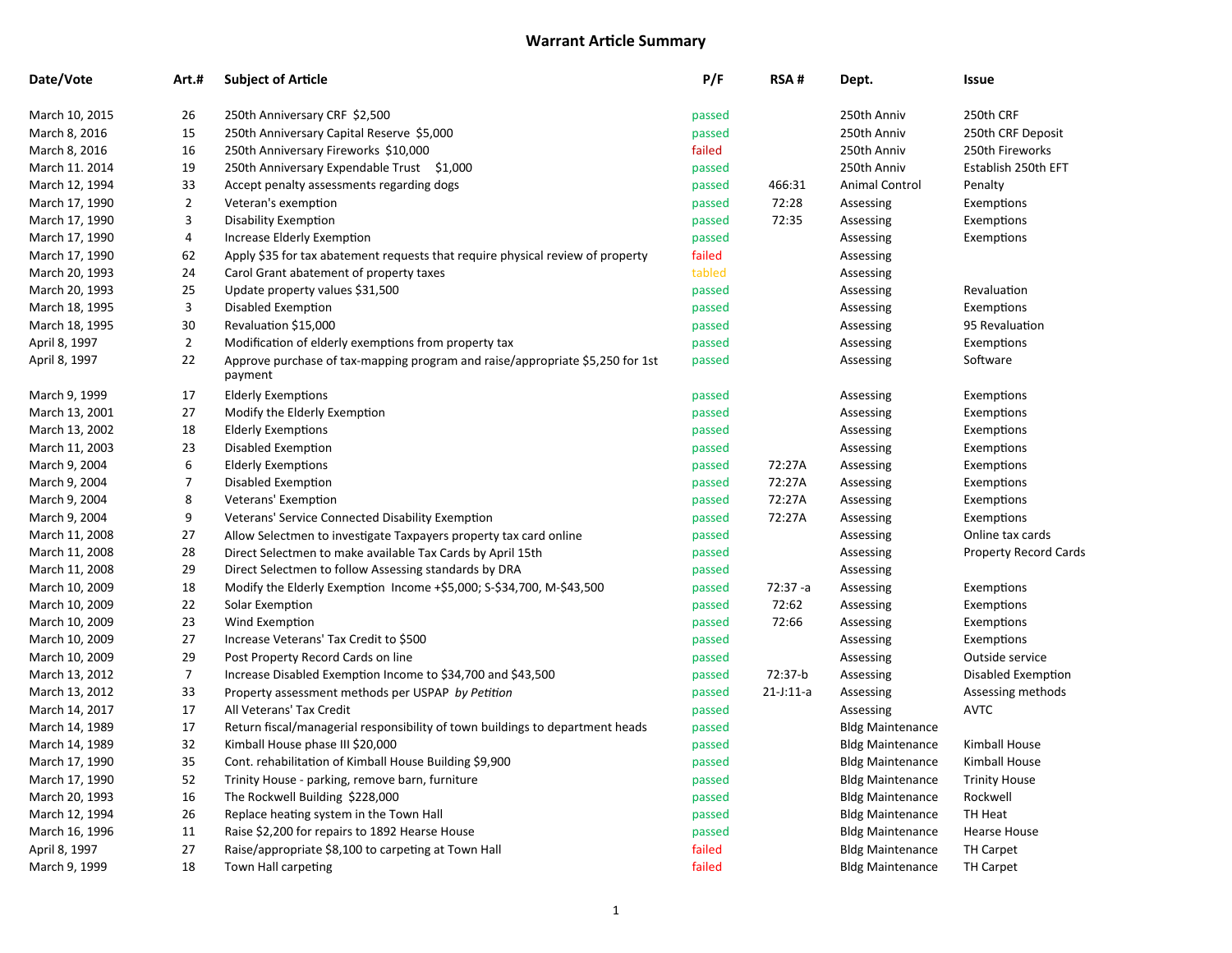# Warrant Article Summary

| Date/Vote | Art.# | Subject of Article | P/F | RSA # | Dept. | Issue |
|---|---|---|---|---|---|---|
| March 10, 2015 | 26 | 250th Anniversary CRF $2,500 | passed | | 250th Anniv | 250th CRF |
| March 8, 2016 | 15 | 250th Anniversary Capital Reserve $5,000 | passed | | 250th Anniv | 250th CRF Deposit |
| March 8, 2016 | 16 | 250th Anniversary Fireworks $10,000 | failed | | 250th Anniv | 250th Fireworks |
| March 11. 2014 | 19 | 250th Anniversary Expendable Trust $1,000 | passed | | 250th Anniv | Establish 250th EFT |
| March 12, 1994 | 33 | Accept penalty assessments regarding dogs | passed | 466:31 | Animal Control | Penalty |
| March 17, 1990 | 2 | Veteran's exemption | passed | 72:28 | Assessing | Exemptions |
| March 17, 1990 | 3 | Disability Exemption | passed | 72:35 | Assessing | Exemptions |
| March 17, 1990 | 4 | Increase Elderly Exemption | passed | | Assessing | Exemptions |
| March 17, 1990 | 62 | Apply $35 for tax abatement requests that require physical review of property | failed | | Assessing | |
| March 20, 1993 | 24 | Carol Grant abatement of property taxes | tabled | | Assessing | |
| March 20, 1993 | 25 | Update property values $31,500 | passed | | Assessing | Revaluation |
| March 18, 1995 | 3 | Disabled Exemption | passed | | Assessing | Exemptions |
| March 18, 1995 | 30 | Revaluation $15,000 | passed | | Assessing | 95 Revaluation |
| April 8, 1997 | 2 | Modification of elderly exemptions from property tax | passed | | Assessing | Exemptions |
| April 8, 1997 | 22 | Approve purchase of tax-mapping program and raise/appropriate $5,250 for 1st payment | passed | | Assessing | Software |
| March 9, 1999 | 17 | Elderly Exemptions | passed | | Assessing | Exemptions |
| March 13, 2001 | 27 | Modify the Elderly Exemption | passed | | Assessing | Exemptions |
| March 13, 2002 | 18 | Elderly Exemptions | passed | | Assessing | Exemptions |
| March 11, 2003 | 23 | Disabled Exemption | passed | | Assessing | Exemptions |
| March 9, 2004 | 6 | Elderly Exemptions | passed | 72:27A | Assessing | Exemptions |
| March 9, 2004 | 7 | Disabled Exemption | passed | 72:27A | Assessing | Exemptions |
| March 9, 2004 | 8 | Veterans' Exemption | passed | 72:27A | Assessing | Exemptions |
| March 9, 2004 | 9 | Veterans' Service Connected Disability Exemption | passed | 72:27A | Assessing | Exemptions |
| March 11, 2008 | 27 | Allow Selectmen to investigate Taxpayers property tax card online | passed | | Assessing | Online tax cards |
| March 11, 2008 | 28 | Direct Selectmen to make available Tax Cards by April 15th | passed | | Assessing | Property Record Cards |
| March 11, 2008 | 29 | Direct Selectmen to follow Assessing standards by DRA | passed | | Assessing | |
| March 10, 2009 | 18 | Modify the Elderly Exemption Income +$5,000; S-$34,700, M-$43,500 | passed | 72:37 -a | Assessing | Exemptions |
| March 10, 2009 | 22 | Solar Exemption | passed | 72:62 | Assessing | Exemptions |
| March 10, 2009 | 23 | Wind Exemption | passed | 72:66 | Assessing | Exemptions |
| March 10, 2009 | 27 | Increase Veterans' Tax Credit to $500 | passed | | Assessing | Exemptions |
| March 10, 2009 | 29 | Post Property Record Cards on line | passed | | Assessing | Outside service |
| March 13, 2012 | 7 | Increase Disabled Exemption Income to $34,700 and $43,500 | passed | 72:37-b | Assessing | Disabled Exemption |
| March 13, 2012 | 33 | Property assessment methods per USPAP *by Petition* | passed | 21-J:11-a | Assessing | Assessing methods |
| March 14, 2017 | 17 | All Veterans' Tax Credit | passed | | Assessing | AVTC |
| March 14, 1989 | 17 | Return fiscal/managerial responsibility of town buildings to department heads | passed | | Bldg Maintenance | |
| March 14, 1989 | 32 | Kimball House phase III $20,000 | passed | | Bldg Maintenance | Kimball House |
| March 17, 1990 | 35 | Cont. rehabilitation of Kimball House Building $9,900 | passed | | Bldg Maintenance | Kimball House |
| March 17, 1990 | 52 | Trinity House - parking, remove barn, furniture | passed | | Bldg Maintenance | Trinity House |
| March 20, 1993 | 16 | The Rockwell Building $228,000 | passed | | Bldg Maintenance | Rockwell |
| March 12, 1994 | 26 | Replace heating system in the Town Hall | passed | | Bldg Maintenance | TH Heat |
| March 16, 1996 | 11 | Raise $2,200 for repairs to 1892 Hearse House | passed | | Bldg Maintenance | Hearse House |
| April 8, 1997 | 27 | Raise/appropriate $8,100 to carpeting at Town Hall | failed | | Bldg Maintenance | TH Carpet |
| March 9, 1999 | 18 | Town Hall carpeting | failed | | Bldg Maintenance | TH Carpet |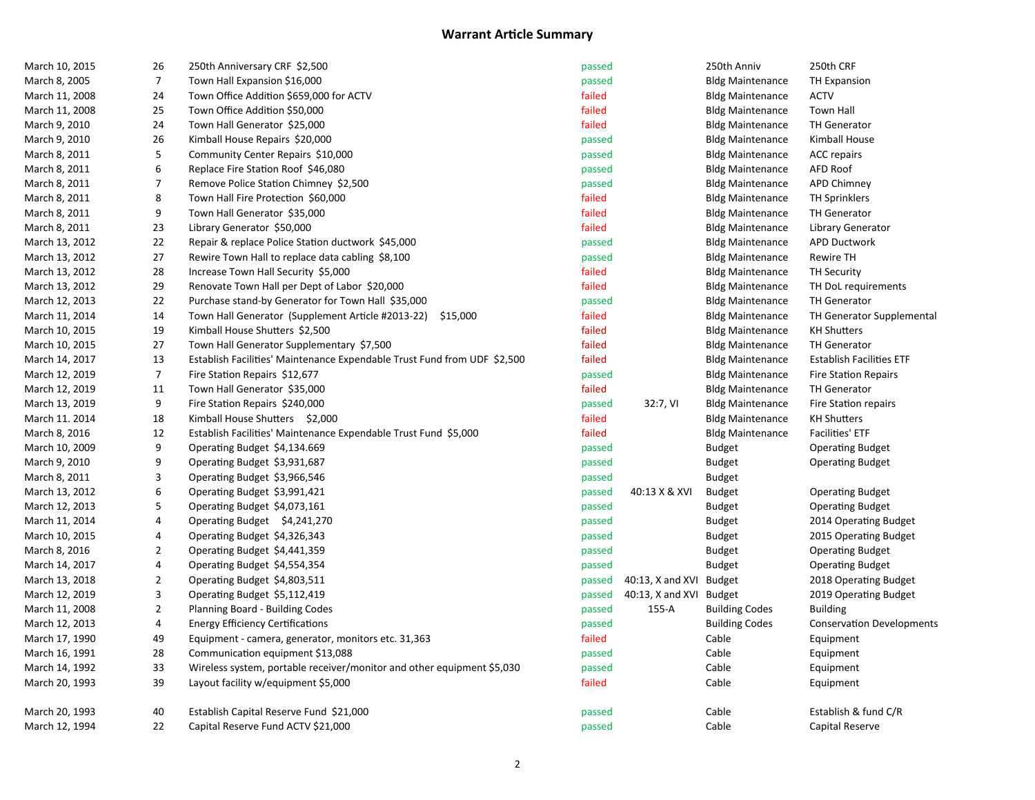## Warrant Article Summary

| | | | | | | |
|---|---|---|---|---|---|---|
| March 10, 2015 | 26 | 250th Anniversary CRF $2,500 | passed | | 250th Anniv | 250th CRF |
| March 8, 2005 | 7 | Town Hall Expansion $16,000 | passed | | Bldg Maintenance | TH Expansion |
| March 11, 2008 | 24 | Town Office Addition $659,000 for ACTV | failed | | Bldg Maintenance | ACTV |
| March 11, 2008 | 25 | Town Office Addition $50,000 | failed | | Bldg Maintenance | Town Hall |
| March 9, 2010 | 24 | Town Hall Generator $25,000 | failed | | Bldg Maintenance | TH Generator |
| March 9, 2010 | 26 | Kimball House Repairs $20,000 | passed | | Bldg Maintenance | Kimball House |
| March 8, 2011 | 5 | Community Center Repairs $10,000 | passed | | Bldg Maintenance | ACC repairs |
| March 8, 2011 | 6 | Replace Fire Station Roof $46,080 | passed | | Bldg Maintenance | AFD Roof |
| March 8, 2011 | 7 | Remove Police Station Chimney $2,500 | passed | | Bldg Maintenance | APD Chimney |
| March 8, 2011 | 8 | Town Hall Fire Protection $60,000 | failed | | Bldg Maintenance | TH Sprinklers |
| March 8, 2011 | 9 | Town Hall Generator $35,000 | failed | | Bldg Maintenance | TH Generator |
| March 8, 2011 | 23 | Library Generator $50,000 | failed | | Bldg Maintenance | Library Generator |
| March 13, 2012 | 22 | Repair & replace Police Station ductwork $45,000 | passed | | Bldg Maintenance | APD Ductwork |
| March 13, 2012 | 27 | Rewire Town Hall to replace data cabling $8,100 | passed | | Bldg Maintenance | Rewire TH |
| March 13, 2012 | 28 | Increase Town Hall Security $5,000 | failed | | Bldg Maintenance | TH Security |
| March 13, 2012 | 29 | Renovate Town Hall per Dept of Labor $20,000 | failed | | Bldg Maintenance | TH DoL requirements |
| March 12, 2013 | 22 | Purchase stand-by Generator for Town Hall $35,000 | passed | | Bldg Maintenance | TH Generator |
| March 11, 2014 | 14 | Town Hall Generator (Supplement Article #2013-22) $15,000 | failed | | Bldg Maintenance | TH Generator Supplemental |
| March 10, 2015 | 19 | Kimball House Shutters $2,500 | failed | | Bldg Maintenance | KH Shutters |
| March 10, 2015 | 27 | Town Hall Generator Supplementary $7,500 | failed | | Bldg Maintenance | TH Generator |
| March 14, 2017 | 13 | Establish Facilities' Maintenance Expendable Trust Fund from UDF $2,500 | failed | | Bldg Maintenance | Establish Facilities ETF |
| March 12, 2019 | 7 | Fire Station Repairs $12,677 | passed | | Bldg Maintenance | Fire Station Repairs |
| March 12, 2019 | 11 | Town Hall Generator $35,000 | failed | | Bldg Maintenance | TH Generator |
| March 13, 2019 | 9 | Fire Station Repairs $240,000 | passed | 32:7, VI | Bldg Maintenance | Fire Station repairs |
| March 11. 2014 | 18 | Kimball House Shutters $2,000 | failed | | Bldg Maintenance | KH Shutters |
| March 8, 2016 | 12 | Establish Facilities' Maintenance Expendable Trust Fund $5,000 | failed | | Bldg Maintenance | Facilities' ETF |
| March 10, 2009 | 9 | Operating Budget $4,134.669 | passed | | Budget | Operating Budget |
| March 9, 2010 | 9 | Operating Budget $3,931,687 | passed | | Budget | Operating Budget |
| March 8, 2011 | 3 | Operating Budget $3,966,546 | passed | | Budget | |
| March 13, 2012 | 6 | Operating Budget $3,991,421 | passed | 40:13 X & XVI | Budget | Operating Budget |
| March 12, 2013 | 5 | Operating Budget $4,073,161 | passed | | Budget | Operating Budget |
| March 11, 2014 | 4 | Operating Budget $4,241,270 | passed | | Budget | 2014 Operating Budget |
| March 10, 2015 | 4 | Operating Budget $4,326,343 | passed | | Budget | 2015 Operating Budget |
| March 8, 2016 | 2 | Operating Budget $4,441,359 | passed | | Budget | Operating Budget |
| March 14, 2017 | 4 | Operating Budget $4,554,354 | passed | | Budget | Operating Budget |
| March 13, 2018 | 2 | Operating Budget $4,803,511 | passed | 40:13, X and XVI | Budget | 2018 Operating Budget |
| March 12, 2019 | 3 | Operating Budget $5,112,419 | passed | 40:13, X and XVI | Budget | 2019 Operating Budget |
| March 11, 2008 | 2 | Planning Board - Building Codes | passed | 155-A | Building Codes | Building |
| March 12, 2013 | 4 | Energy Efficiency Certifications | passed | | Building Codes | Conservation Developments |
| March 17, 1990 | 49 | Equipment - camera, generator, monitors etc. 31,363 | failed | | Cable | Equipment |
| March 16, 1991 | 28 | Communication equipment $13,088 | passed | | Cable | Equipment |
| March 14, 1992 | 33 | Wireless system, portable receiver/monitor and other equipment $5,030 | passed | | Cable | Equipment |
| March 20, 1993 | 39 | Layout facility w/equipment $5,000 | failed | | Cable | Equipment |
| March 20, 1993 | 40 | Establish Capital Reserve Fund $21,000 | passed | | Cable | Establish & fund C/R |
| March 12, 1994 | 22 | Capital Reserve Fund ACTV $21,000 | passed | | Cable | Capital Reserve |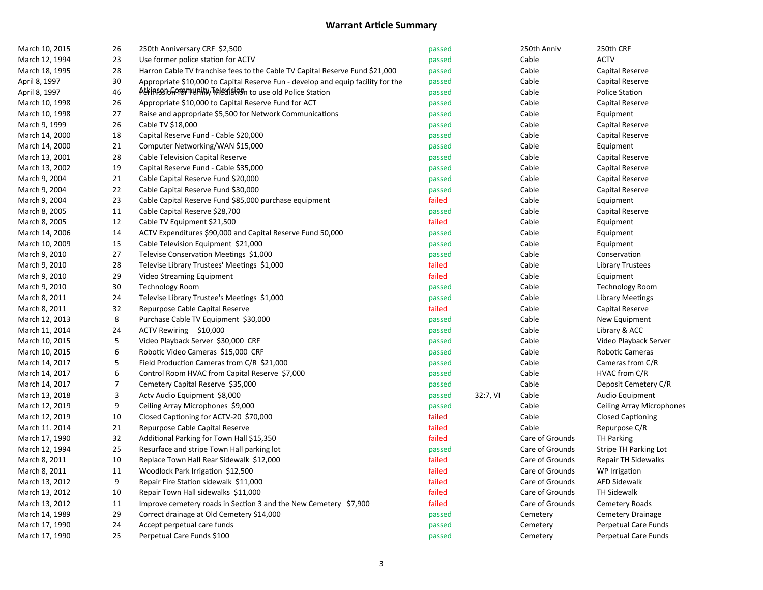## Warrant Article Summary

| | | | | | | |
|---|---|---|---|---|---|---|
| March 10, 2015 | 26 | 250th Anniversary CRF $2,500 | passed | | 250th Anniv | 250th CRF |
| March 12, 1994 | 23 | Use former police station for ACTV | passed | | Cable | ACTV |
| March 18, 1995 | 28 | Harron Cable TV franchise fees to the Cable TV Capital Reserve Fund $21,000 | passed | | Cable | Capital Reserve |
| April 8, 1997 | 30 | Appropriate $10,000 to Capital Reserve Fun - develop and equip facility for the Atkinson Community Television | passed | | Cable | Capital Reserve |
| April 8, 1997 | 46 | Permission for Family Mediation to use old Police Station | passed | | Cable | Police Station |
| March 10, 1998 | 26 | Appropriate $10,000 to Capital Reserve Fund for ACT | passed | | Cable | Capital Reserve |
| March 10, 1998 | 27 | Raise and appropriate $5,500 for Network Communications | passed | | Cable | Equipment |
| March 9, 1999 | 26 | Cable TV $18,000 | passed | | Cable | Capital Reserve |
| March 14, 2000 | 18 | Capital Reserve Fund - Cable $20,000 | passed | | Cable | Capital Reserve |
| March 14, 2000 | 21 | Computer Networking/WAN $15,000 | passed | | Cable | Equipment |
| March 13, 2001 | 28 | Cable Television Capital Reserve | passed | | Cable | Capital Reserve |
| March 13, 2002 | 19 | Capital Reserve Fund - Cable $35,000 | passed | | Cable | Capital Reserve |
| March 9, 2004 | 21 | Cable Capital Reserve Fund $20,000 | passed | | Cable | Capital Reserve |
| March 9, 2004 | 22 | Cable Capital Reserve Fund $30,000 | passed | | Cable | Capital Reserve |
| March 9, 2004 | 23 | Cable Capital Reserve Fund $85,000 purchase equipment | failed | | Cable | Equipment |
| March 8, 2005 | 11 | Cable Capital Reserve $28,700 | passed | | Cable | Capital Reserve |
| March 8, 2005 | 12 | Cable TV Equipment $21,500 | failed | | Cable | Equipment |
| March 14, 2006 | 14 | ACTV Expenditures $90,000 and Capital Reserve Fund 50,000 | passed | | Cable | Equipment |
| March 10, 2009 | 15 | Cable Television Equipment $21,000 | passed | | Cable | Equipment |
| March 9, 2010 | 27 | Televise Conservation Meetings $1,000 | passed | | Cable | Conservation |
| March 9, 2010 | 28 | Televise Library Trustees' Meetings $1,000 | failed | | Cable | Library Trustees |
| March 9, 2010 | 29 | Video Streaming Equipment | failed | | Cable | Equipment |
| March 9, 2010 | 30 | Technology Room | passed | | Cable | Technology Room |
| March 8, 2011 | 24 | Televise Library Trustee's Meetings $1,000 | passed | | Cable | Library Meetings |
| March 8, 2011 | 32 | Repurpose Cable Capital Reserve | failed | | Cable | Capital Reserve |
| March 12, 2013 | 8 | Purchase Cable TV Equipment $30,000 | passed | | Cable | New Equipment |
| March 11, 2014 | 24 | ACTV Rewiring $10,000 | passed | | Cable | Library & ACC |
| March 10, 2015 | 5 | Video Playback Server $30,000 CRF | passed | | Cable | Video Playback Server |
| March 10, 2015 | 6 | Robotic Video Cameras $15,000 CRF | passed | | Cable | Robotic Cameras |
| March 14, 2017 | 5 | Field Production Cameras from C/R $21,000 | passed | | Cable | Cameras from C/R |
| March 14, 2017 | 6 | Control Room HVAC from Capital Reserve $7,000 | passed | | Cable | HVAC from C/R |
| March 14, 2017 | 7 | Cemetery Capital Reserve $35,000 | passed | | Cable | Deposit Cemetery C/R |
| March 13, 2018 | 3 | Actv Audio Equipment $8,000 | passed | 32:7, VI | Cable | Audio Equipment |
| March 12, 2019 | 9 | Ceiling Array Microphones $9,000 | passed | | Cable | Ceiling Array Microphones |
| March 12, 2019 | 10 | Closed Captioning for ACTV-20 $70,000 | failed | | Cable | Closed Captioning |
| March 11. 2014 | 21 | Repurpose Cable Capital Reserve | failed | | Cable | Repurpose C/R |
| March 17, 1990 | 32 | Additional Parking for Town Hall $15,350 | failed | | Care of Grounds | TH Parking |
| March 12, 1994 | 25 | Resurface and stripe Town Hall parking lot | passed | | Care of Grounds | Stripe TH Parking Lot |
| March 8, 2011 | 10 | Replace Town Hall Rear Sidewalk $12,000 | failed | | Care of Grounds | Repair TH Sidewalks |
| March 8, 2011 | 11 | Woodlock Park Irrigation $12,500 | failed | | Care of Grounds | WP Irrigation |
| March 13, 2012 | 9 | Repair Fire Station sidewalk $11,000 | failed | | Care of Grounds | AFD Sidewalk |
| March 13, 2012 | 10 | Repair Town Hall sidewalks $11,000 | failed | | Care of Grounds | TH Sidewalk |
| March 13, 2012 | 11 | Improve cemetery roads in Section 3 and the New Cemetery $7,900 | failed | | Care of Grounds | Cemetery Roads |
| March 14, 1989 | 29 | Correct drainage at Old Cemetery $14,000 | passed | | Cemetery | Cemetery Drainage |
| March 17, 1990 | 24 | Accept perpetual care funds | passed | | Cemetery | Perpetual Care Funds |
| March 17, 1990 | 25 | Perpetual Care Funds $100 | passed | | Cemetery | Perpetual Care Funds |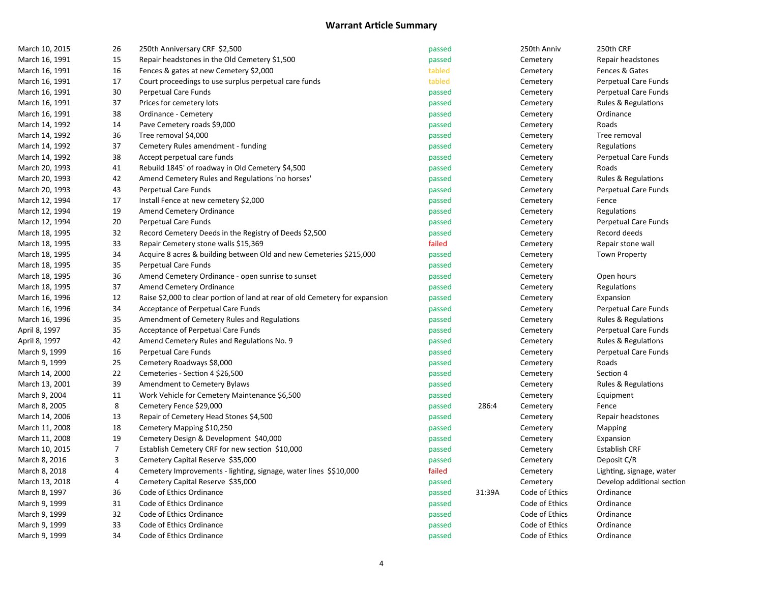# Warrant Article Summary

| | | | | | | |
|---|---|---|---|---|---|---|
| March 10, 2015 | 26 | 250th Anniversary CRF $2,500 | passed | | 250th Anniv | 250th CRF |
| March 16, 1991 | 15 | Repair headstones in the Old Cemetery $1,500 | passed | | Cemetery | Repair headstones |
| March 16, 1991 | 16 | Fences & gates at new Cemetery $2,000 | tabled | | Cemetery | Fences & Gates |
| March 16, 1991 | 17 | Court proceedings to use surplus perpetual care funds | tabled | | Cemetery | Perpetual Care Funds |
| March 16, 1991 | 30 | Perpetual Care Funds | passed | | Cemetery | Perpetual Care Funds |
| March 16, 1991 | 37 | Prices for cemetery lots | passed | | Cemetery | Rules & Regulations |
| March 16, 1991 | 38 | Ordinance - Cemetery | passed | | Cemetery | Ordinance |
| March 14, 1992 | 14 | Pave Cemetery roads $9,000 | passed | | Cemetery | Roads |
| March 14, 1992 | 36 | Tree removal $4,000 | passed | | Cemetery | Tree removal |
| March 14, 1992 | 37 | Cemetery Rules amendment - funding | passed | | Cemetery | Regulations |
| March 14, 1992 | 38 | Accept perpetual care funds | passed | | Cemetery | Perpetual Care Funds |
| March 20, 1993 | 41 | Rebuild 1845' of roadway in Old Cemetery $4,500 | passed | | Cemetery | Roads |
| March 20, 1993 | 42 | Amend Cemetery Rules and Regulations 'no horses' | passed | | Cemetery | Rules & Regulations |
| March 20, 1993 | 43 | Perpetual Care Funds | passed | | Cemetery | Perpetual Care Funds |
| March 12, 1994 | 17 | Install Fence at new cemetery $2,000 | passed | | Cemetery | Fence |
| March 12, 1994 | 19 | Amend Cemetery Ordinance | passed | | Cemetery | Regulations |
| March 12, 1994 | 20 | Perpetual Care Funds | passed | | Cemetery | Perpetual Care Funds |
| March 18, 1995 | 32 | Record Cemetery Deeds in the Registry of Deeds $2,500 | passed | | Cemetery | Record deeds |
| March 18, 1995 | 33 | Repair Cemetery stone walls $15,369 | failed | | Cemetery | Repair stone wall |
| March 18, 1995 | 34 | Acquire 8 acres & building between Old and new Cemeteries $215,000 | passed | | Cemetery | Town Property |
| March 18, 1995 | 35 | Perpetual Care Funds | passed | | Cemetery | |
| March 18, 1995 | 36 | Amend Cemetery Ordinance - open sunrise to sunset | passed | | Cemetery | Open hours |
| March 18, 1995 | 37 | Amend Cemetery Ordinance | passed | | Cemetery | Regulations |
| March 16, 1996 | 12 | Raise $2,000 to clear portion of land at rear of old Cemetery for expansion | passed | | Cemetery | Expansion |
| March 16, 1996 | 34 | Acceptance of Perpetual Care Funds | passed | | Cemetery | Perpetual Care Funds |
| March 16, 1996 | 35 | Amendment of Cemetery Rules and Regulations | passed | | Cemetery | Rules & Regulations |
| April 8, 1997 | 35 | Acceptance of Perpetual Care Funds | passed | | Cemetery | Perpetual Care Funds |
| April 8, 1997 | 42 | Amend Cemetery Rules and Regulations No. 9 | passed | | Cemetery | Rules & Regulations |
| March 9, 1999 | 16 | Perpetual Care Funds | passed | | Cemetery | Perpetual Care Funds |
| March 9, 1999 | 25 | Cemetery Roadways $8,000 | passed | | Cemetery | Roads |
| March 14, 2000 | 22 | Cemeteries - Section 4 $26,500 | passed | | Cemetery | Section 4 |
| March 13, 2001 | 39 | Amendment to Cemetery Bylaws | passed | | Cemetery | Rules & Regulations |
| March 9, 2004 | 11 | Work Vehicle for Cemetery Maintenance $6,500 | passed | | Cemetery | Equipment |
| March 8, 2005 | 8 | Cemetery Fence $29,000 | passed | 286:4 | Cemetery | Fence |
| March 14, 2006 | 13 | Repair of Cemetery Head Stones $4,500 | passed | | Cemetery | Repair headstones |
| March 11, 2008 | 18 | Cemetery Mapping $10,250 | passed | | Cemetery | Mapping |
| March 11, 2008 | 19 | Cemetery Design & Development $40,000 | passed | | Cemetery | Expansion |
| March 10, 2015 | 7 | Establish Cemetery CRF for new section $10,000 | passed | | Cemetery | Establish CRF |
| March 8, 2016 | 3 | Cemetery Capital Reserve $35,000 | passed | | Cemetery | Deposit C/R |
| March 8, 2018 | 4 | Cemetery Improvements - lighting, signage, water lines $$10,000 | failed | | Cemetery | Lighting, signage, water |
| March 13, 2018 | 4 | Cemetery Capital Reserve $35,000 | passed | | Cemetery | Develop additional section |
| March 8, 1997 | 36 | Code of Ethics Ordinance | passed | 31:39A | Code of Ethics | Ordinance |
| March 9, 1999 | 31 | Code of Ethics Ordinance | passed | | Code of Ethics | Ordinance |
| March 9, 1999 | 32 | Code of Ethics Ordinance | passed | | Code of Ethics | Ordinance |
| March 9, 1999 | 33 | Code of Ethics Ordinance | passed | | Code of Ethics | Ordinance |
| March 9, 1999 | 34 | Code of Ethics Ordinance | passed | | Code of Ethics | Ordinance |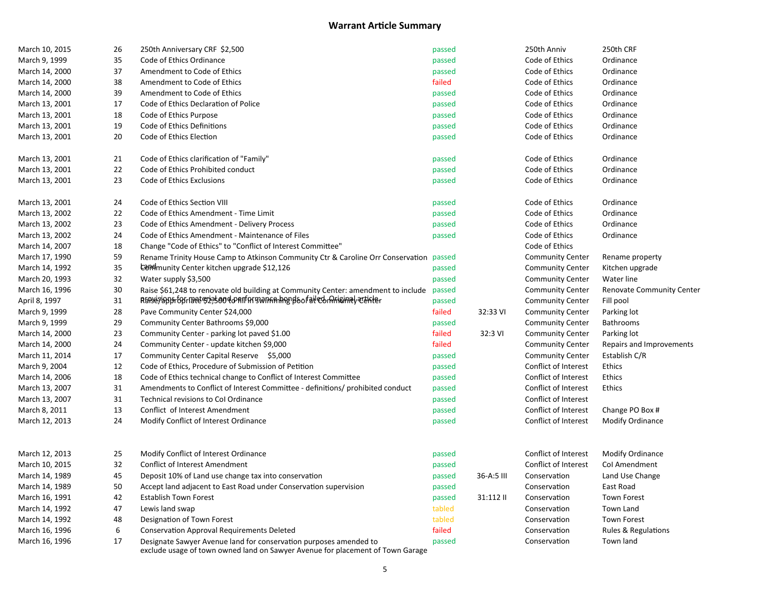## Warrant Article Summary

| Date | Article | Description | Result | RSA | Category | Subcategory |
|---|---|---|---|---|---|---|
| March 10, 2015 | 26 | 250th Anniversary CRF $2,500 | passed | | 250th Anniv | 250th CRF |
| March 9, 1999 | 35 | Code of Ethics Ordinance | passed | | Code of Ethics | Ordinance |
| March 14, 2000 | 37 | Amendment to Code of Ethics | passed | | Code of Ethics | Ordinance |
| March 14, 2000 | 38 | Amendment to Code of Ethics | failed | | Code of Ethics | Ordinance |
| March 14, 2000 | 39 | Amendment to Code of Ethics | passed | | Code of Ethics | Ordinance |
| March 13, 2001 | 17 | Code of Ethics Declaration of Police | passed | | Code of Ethics | Ordinance |
| March 13, 2001 | 18 | Code of Ethics Purpose | passed | | Code of Ethics | Ordinance |
| March 13, 2001 | 19 | Code of Ethics Definitions | passed | | Code of Ethics | Ordinance |
| March 13, 2001 | 20 | Code of Ethics Election | passed | | Code of Ethics | Ordinance |
| March 13, 2001 | 21 | Code of Ethics clarification of "Family" | passed | | Code of Ethics | Ordinance |
| March 13, 2001 | 22 | Code of Ethics Prohibited conduct | passed | | Code of Ethics | Ordinance |
| March 13, 2001 | 23 | Code of Ethics Exclusions | passed | | Code of Ethics | Ordinance |
| March 13, 2001 | 24 | Code of Ethics Section VIII | passed | | Code of Ethics | Ordinance |
| March 13, 2002 | 22 | Code of Ethics Amendment - Time Limit | passed | | Code of Ethics | Ordinance |
| March 13, 2002 | 23 | Code of Ethics Amendment - Delivery Process | passed | | Code of Ethics | Ordinance |
| March 13, 2002 | 24 | Code of Ethics Amendment - Maintenance of Files | passed | | Code of Ethics | Ordinance |
| March 14, 2007 | 18 | Change "Code of Ethics" to "Conflict of Interest Committee" | | | Code of Ethics | |
| March 17, 1990 | 59 | Rename Trinity House Camp to Atkinson Community Ctr & Caroline Orr Conservation land | passed | | Community Center | Rename property |
| March 14, 1992 | 35 | Community Center kitchen upgrade $12,126 | passed | | Community Center | Kitchen upgrade |
| March 20, 1993 | 32 | Water supply $3,500 | passed | | Community Center | Water line |
| March 16, 1996 | 30 | Raise $61,248 to renovate old building at Community Center: amendment to include provisions for material and performance bonds - failed. Original article | passed | | Community Center | Renovate Community Center |
| April 8, 1997 | 31 | Raise/appropriate $2,500 to fill in swimming pool at Community Center | passed | | Community Center | Fill pool |
| March 9, 1999 | 28 | Pave Community Center $24,000 | failed | 32:33 VI | Community Center | Parking lot |
| March 9, 1999 | 29 | Community Center Bathrooms $9,000 | passed | | Community Center | Bathrooms |
| March 14, 2000 | 23 | Community Center - parking lot paved $1.00 | failed | 32:3 VI | Community Center | Parking lot |
| March 14, 2000 | 24 | Community Center - update kitchen $9,000 | failed | | Community Center | Repairs and Improvements |
| March 11, 2014 | 17 | Community Center Capital Reserve $5,000 | passed | | Community Center | Establish C/R |
| March 9, 2004 | 12 | Code of Ethics, Procedure of Submission of Petition | passed | | Conflict of Interest | Ethics |
| March 14, 2006 | 18 | Code of Ethics technical change to Conflict of Interest Committee | passed | | Conflict of Interest | Ethics |
| March 13, 2007 | 31 | Amendments to Conflict of Interest Committee - definitions/ prohibited conduct | passed | | Conflict of Interest | Ethics |
| March 13, 2007 | 31 | Technical revisions to CoI Ordinance | passed | | Conflict of Interest | |
| March 8, 2011 | 13 | Conflict of Interest Amendment | passed | | Conflict of Interest | Change PO Box # |
| March 12, 2013 | 24 | Modify Conflict of Interest Ordinance | passed | | Conflict of Interest | Modify Ordinance |
| March 12, 2013 | 25 | Modify Conflict of Interest Ordinance | passed | | Conflict of Interest | Modify Ordinance |
| March 10, 2015 | 32 | Conflict of Interest Amendment | passed | | Conflict of Interest | CoI Amendment |
| March 14, 1989 | 45 | Deposit 10% of Land use change tax into conservation | passed | 36-A:5 III | Conservation | Land Use Change |
| March 14, 1989 | 50 | Accept land adjacent to East Road under Conservation supervision | passed | | Conservation | East Road |
| March 16, 1991 | 42 | Establish Town Forest | passed | 31:112 II | Conservation | Town Forest |
| March 14, 1992 | 47 | Lewis land swap | tabled | | Conservation | Town Land |
| March 14, 1992 | 48 | Designation of Town Forest | tabled | | Conservation | Town Forest |
| March 16, 1996 | 6 | Conservation Approval Requirements Deleted | failed | | Conservation | Rules & Regulations |
| March 16, 1996 | 17 | Designate Sawyer Avenue land for conservation purposes amended to exclude usage of town owned land on Sawyer Avenue for placement of Town Garage | passed | | Conservation | Town land |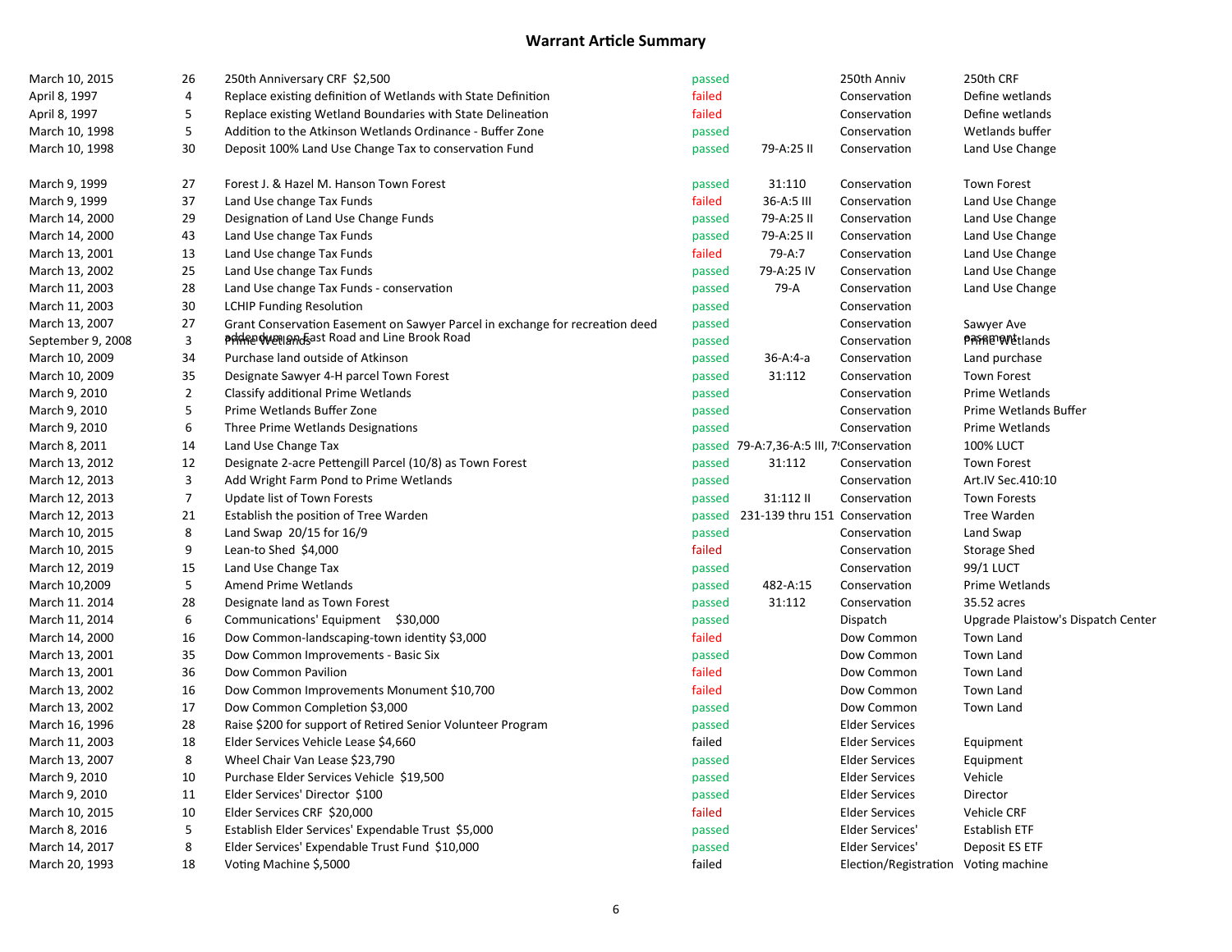## Warrant Article Summary

| | | | | | | |
|---|---|---|---|---|---|---|
| March 10, 2015 | 26 | 250th Anniversary CRF $2,500 | passed | | 250th Anniv | 250th CRF |
| April 8, 1997 | 4 | Replace existing definition of Wetlands with State Definition | failed | | Conservation | Define wetlands |
| April 8, 1997 | 5 | Replace existing Wetland Boundaries with State Delineation | failed | | Conservation | Define wetlands |
| March 10, 1998 | 5 | Addition to the Atkinson Wetlands Ordinance - Buffer Zone | passed | | Conservation | Wetlands buffer |
| March 10, 1998 | 30 | Deposit 100% Land Use Change Tax to conservation Fund | passed | 79-A:25 II | Conservation | Land Use Change |
| March 9, 1999 | 27 | Forest J. & Hazel M. Hanson Town Forest | passed | 31:110 | Conservation | Town Forest |
| March 9, 1999 | 37 | Land Use change Tax Funds | failed | 36-A:5 III | Conservation | Land Use Change |
| March 14, 2000 | 29 | Designation of Land Use Change Funds | passed | 79-A:25 II | Conservation | Land Use Change |
| March 14, 2000 | 43 | Land Use change Tax Funds | passed | 79-A:25 II | Conservation | Land Use Change |
| March 13, 2001 | 13 | Land Use change Tax Funds | failed | 79-A:7 | Conservation | Land Use Change |
| March 13, 2002 | 25 | Land Use change Tax Funds | passed | 79-A:25 IV | Conservation | Land Use Change |
| March 11, 2003 | 28 | Land Use change Tax Funds - conservation | passed | 79-A | Conservation | Land Use Change |
| March 11, 2003 | 30 | LCHIP Funding Resolution | passed | | Conservation | |
| March 13, 2007 | 27 | Grant Conservation Easement on Sawyer Parcel in exchange for recreation deed addendum | passed | | Conservation | Sawyer Ave easement |
| September 9, 2008 | 3 | Prime Wetlands on East Road and Line Brook Road | passed | | Conservation | Prime Wetlands |
| March 10, 2009 | 34 | Purchase land outside of Atkinson | passed | 36-A:4-a | Conservation | Land purchase |
| March 10, 2009 | 35 | Designate Sawyer 4-H parcel Town Forest | passed | 31:112 | Conservation | Town Forest |
| March 9, 2010 | 2 | Classify additional Prime Wetlands | passed | | Conservation | Prime Wetlands |
| March 9, 2010 | 5 | Prime Wetlands Buffer Zone | passed | | Conservation | Prime Wetlands Buffer |
| March 9, 2010 | 6 | Three Prime Wetlands Designations | passed | | Conservation | Prime Wetlands |
| March 8, 2011 | 14 | Land Use Change Tax | passed | 79-A:7,36-A:5 III, 7! | Conservation | 100% LUCT |
| March 13, 2012 | 12 | Designate 2-acre Pettengill Parcel (10/8) as Town Forest | passed | 31:112 | Conservation | Town Forest |
| March 12, 2013 | 3 | Add Wright Farm Pond to Prime Wetlands | passed | | Conservation | Art.IV Sec.410:10 |
| March 12, 2013 | 7 | Update list of Town Forests | passed | 31:112 II | Conservation | Town Forests |
| March 12, 2013 | 21 | Establish the position of Tree Warden | passed | 231-139 thru 151 | Conservation | Tree Warden |
| March 10, 2015 | 8 | Land Swap 20/15 for 16/9 | passed | | Conservation | Land Swap |
| March 10, 2015 | 9 | Lean-to Shed $4,000 | failed | | Conservation | Storage Shed |
| March 12, 2019 | 15 | Land Use Change Tax | passed | | Conservation | 99/1 LUCT |
| March 10,2009 | 5 | Amend Prime Wetlands | passed | 482-A:15 | Conservation | Prime Wetlands |
| March 11. 2014 | 28 | Designate land as Town Forest | passed | 31:112 | Conservation | 35.52 acres |
| March 11, 2014 | 6 | Communications' Equipment $30,000 | passed | | Dispatch | Upgrade Plaistow's Dispatch Center |
| March 14, 2000 | 16 | Dow Common-landscaping-town identity $3,000 | failed | | Dow Common | Town Land |
| March 13, 2001 | 35 | Dow Common Improvements - Basic Six | passed | | Dow Common | Town Land |
| March 13, 2001 | 36 | Dow Common Pavilion | failed | | Dow Common | Town Land |
| March 13, 2002 | 16 | Dow Common Improvements Monument $10,700 | failed | | Dow Common | Town Land |
| March 13, 2002 | 17 | Dow Common Completion $3,000 | passed | | Dow Common | Town Land |
| March 16, 1996 | 28 | Raise $200 for support of Retired Senior Volunteer Program | passed | | Elder Services | |
| March 11, 2003 | 18 | Elder Services Vehicle Lease $4,660 | failed | | Elder Services | Equipment |
| March 13, 2007 | 8 | Wheel Chair Van Lease $23,790 | passed | | Elder Services | Equipment |
| March 9, 2010 | 10 | Purchase Elder Services Vehicle $19,500 | passed | | Elder Services | Vehicle |
| March 9, 2010 | 11 | Elder Services' Director $100 | passed | | Elder Services | Director |
| March 10, 2015 | 10 | Elder Services CRF $20,000 | failed | | Elder Services | Vehicle CRF |
| March 8, 2016 | 5 | Establish Elder Services' Expendable Trust $5,000 | passed | | Elder Services' | Establish ETF |
| March 14, 2017 | 8 | Elder Services' Expendable Trust Fund $10,000 | passed | | Elder Services' | Deposit ES ETF |
| March 20, 1993 | 18 | Voting Machine $,5000 | failed | | Election/Registration | Voting machine |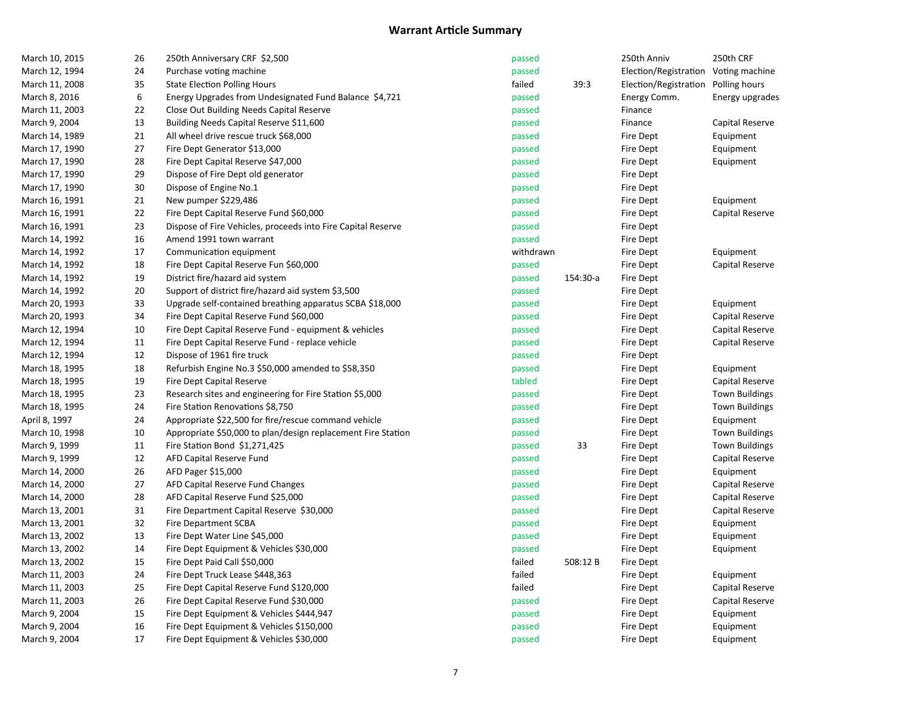## Warrant Article Summary

| | | | | | | |
|---|---|---|---|---|---|---|
| March 10, 2015 | 26 | 250th Anniversary CRF $2,500 | passed | | 250th Anniv | 250th CRF |
| March 12, 1994 | 24 | Purchase voting machine | passed | | Election/Registration | Voting machine |
| March 11, 2008 | 35 | State Election Polling Hours | failed | 39:3 | Election/Registration | Polling hours |
| March 8, 2016 | 6 | Energy Upgrades from Undesignated Fund Balance $4,721 | passed | | Energy Comm. | Energy upgrades |
| March 11, 2003 | 22 | Close Out Building Needs Capital Reserve | passed | | Finance | |
| March 9, 2004 | 13 | Building Needs Capital Reserve $11,600 | passed | | Finance | Capital Reserve |
| March 14, 1989 | 21 | All wheel drive rescue truck $68,000 | passed | | Fire Dept | Equipment |
| March 17, 1990 | 27 | Fire Dept Generator $13,000 | passed | | Fire Dept | Equipment |
| March 17, 1990 | 28 | Fire Dept Capital Reserve $47,000 | passed | | Fire Dept | Equipment |
| March 17, 1990 | 29 | Dispose of Fire Dept old generator | passed | | Fire Dept | |
| March 17, 1990 | 30 | Dispose of Engine No.1 | passed | | Fire Dept | |
| March 16, 1991 | 21 | New pumper $229,486 | passed | | Fire Dept | Equipment |
| March 16, 1991 | 22 | Fire Dept Capital Reserve Fund $60,000 | passed | | Fire Dept | Capital Reserve |
| March 16, 1991 | 23 | Dispose of Fire Vehicles, proceeds into Fire Capital Reserve | passed | | Fire Dept | |
| March 14, 1992 | 16 | Amend 1991 town warrant | passed | | Fire Dept | |
| March 14, 1992 | 17 | Communication equipment | withdrawn | | Fire Dept | Equipment |
| March 14, 1992 | 18 | Fire Dept Capital Reserve Fun $60,000 | passed | | Fire Dept | Capital Reserve |
| March 14, 1992 | 19 | District fire/hazard aid system | passed | 154:30-a | Fire Dept | |
| March 14, 1992 | 20 | Support of district fire/hazard aid system $3,500 | passed | | Fire Dept | |
| March 20, 1993 | 33 | Upgrade self-contained breathing apparatus SCBA $18,000 | passed | | Fire Dept | Equipment |
| March 20, 1993 | 34 | Fire Dept Capital Reserve Fund $60,000 | passed | | Fire Dept | Capital Reserve |
| March 12, 1994 | 10 | Fire Dept Capital Reserve Fund - equipment & vehicles | passed | | Fire Dept | Capital Reserve |
| March 12, 1994 | 11 | Fire Dept Capital Reserve Fund - replace vehicle | passed | | Fire Dept | Capital Reserve |
| March 12, 1994 | 12 | Dispose of 1961 fire truck | passed | | Fire Dept | |
| March 18, 1995 | 18 | Refurbish Engine No.3 $50,000 amended to $58,350 | passed | | Fire Dept | Equipment |
| March 18, 1995 | 19 | Fire Dept Capital Reserve | tabled | | Fire Dept | Capital Reserve |
| March 18, 1995 | 23 | Research sites and engineering for Fire Station $5,000 | passed | | Fire Dept | Town Buildings |
| March 18, 1995 | 24 | Fire Station Renovations $8,750 | passed | | Fire Dept | Town Buildings |
| April 8, 1997 | 24 | Appropriate $22,500 for fire/rescue command vehicle | passed | | Fire Dept | Equipment |
| March 10, 1998 | 10 | Appropriate $50,000 to plan/design replacement Fire Station | passed | | Fire Dept | Town Buildings |
| March 9, 1999 | 11 | Fire Station Bond $1,271,425 | passed | 33 | Fire Dept | Town Buildings |
| March 9, 1999 | 12 | AFD Capital Reserve Fund | passed | | Fire Dept | Capital Reserve |
| March 14, 2000 | 26 | AFD Pager $15,000 | passed | | Fire Dept | Equipment |
| March 14, 2000 | 27 | AFD Capital Reserve Fund Changes | passed | | Fire Dept | Capital Reserve |
| March 14, 2000 | 28 | AFD Capital Reserve Fund $25,000 | passed | | Fire Dept | Capital Reserve |
| March 13, 2001 | 31 | Fire Department Capital Reserve $30,000 | passed | | Fire Dept | Capital Reserve |
| March 13, 2001 | 32 | Fire Department SCBA | passed | | Fire Dept | Equipment |
| March 13, 2002 | 13 | Fire Dept Water Line $45,000 | passed | | Fire Dept | Equipment |
| March 13, 2002 | 14 | Fire Dept Equipment & Vehicles $30,000 | passed | | Fire Dept | Equipment |
| March 13, 2002 | 15 | Fire Dept Paid Call $50,000 | failed | 508:12 B | Fire Dept | |
| March 11, 2003 | 24 | Fire Dept Truck Lease $448,363 | failed | | Fire Dept | Equipment |
| March 11, 2003 | 25 | Fire Dept Capital Reserve Fund $120,000 | failed | | Fire Dept | Capital Reserve |
| March 11, 2003 | 26 | Fire Dept Capital Reserve Fund $30,000 | passed | | Fire Dept | Capital Reserve |
| March 9, 2004 | 15 | Fire Dept Equipment & Vehicles $444,947 | passed | | Fire Dept | Equipment |
| March 9, 2004 | 16 | Fire Dept Equipment & Vehicles $150,000 | passed | | Fire Dept | Equipment |
| March 9, 2004 | 17 | Fire Dept Equipment & Vehicles $30,000 | passed | | Fire Dept | Equipment |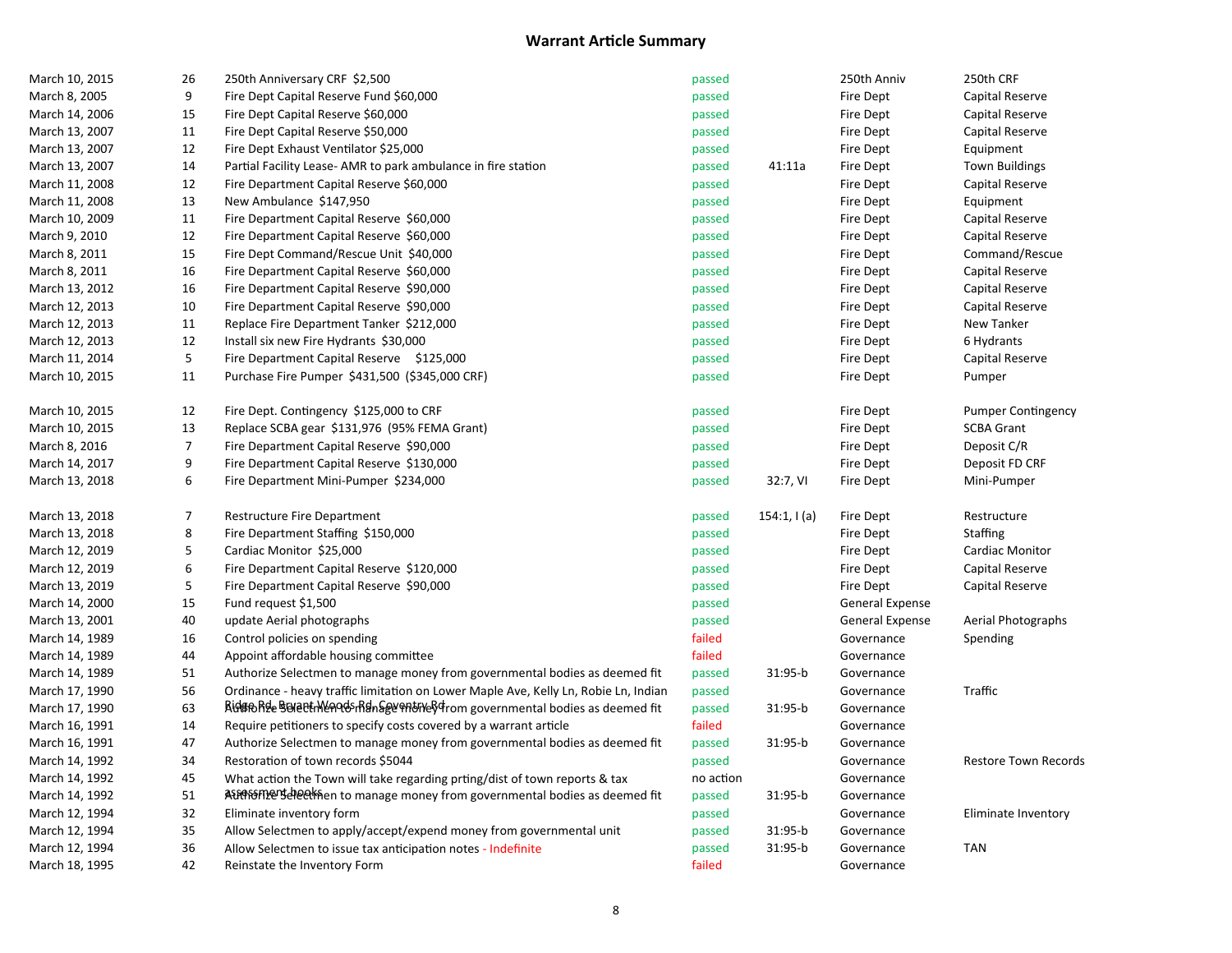# Warrant Article Summary

| | | | | | | |
|---|---|---|---|---|---|---|
| March 10, 2015 | 26 | 250th Anniversary CRF $2,500 | passed | | 250th Anniv | 250th CRF |
| March 8, 2005 | 9 | Fire Dept Capital Reserve Fund $60,000 | passed | | Fire Dept | Capital Reserve |
| March 14, 2006 | 15 | Fire Dept Capital Reserve $60,000 | passed | | Fire Dept | Capital Reserve |
| March 13, 2007 | 11 | Fire Dept Capital Reserve $50,000 | passed | | Fire Dept | Capital Reserve |
| March 13, 2007 | 12 | Fire Dept Exhaust Ventilator $25,000 | passed | | Fire Dept | Equipment |
| March 13, 2007 | 14 | Partial Facility Lease- AMR to park ambulance in fire station | passed | 41:11a | Fire Dept | Town Buildings |
| March 11, 2008 | 12 | Fire Department Capital Reserve $60,000 | passed | | Fire Dept | Capital Reserve |
| March 11, 2008 | 13 | New Ambulance $147,950 | passed | | Fire Dept | Equipment |
| March 10, 2009 | 11 | Fire Department Capital Reserve $60,000 | passed | | Fire Dept | Capital Reserve |
| March 9, 2010 | 12 | Fire Department Capital Reserve $60,000 | passed | | Fire Dept | Capital Reserve |
| March 8, 2011 | 15 | Fire Dept Command/Rescue Unit $40,000 | passed | | Fire Dept | Command/Rescue |
| March 8, 2011 | 16 | Fire Department Capital Reserve $60,000 | passed | | Fire Dept | Capital Reserve |
| March 13, 2012 | 16 | Fire Department Capital Reserve $90,000 | passed | | Fire Dept | Capital Reserve |
| March 12, 2013 | 10 | Fire Department Capital Reserve $90,000 | passed | | Fire Dept | Capital Reserve |
| March 12, 2013 | 11 | Replace Fire Department Tanker $212,000 | passed | | Fire Dept | New Tanker |
| March 12, 2013 | 12 | Install six new Fire Hydrants $30,000 | passed | | Fire Dept | 6 Hydrants |
| March 11, 2014 | 5 | Fire Department Capital Reserve $125,000 | passed | | Fire Dept | Capital Reserve |
| March 10, 2015 | 11 | Purchase Fire Pumper $431,500 ($345,000 CRF) | passed | | Fire Dept | Pumper |
| March 10, 2015 | 12 | Fire Dept. Contingency $125,000 to CRF | passed | | Fire Dept | Pumper Contingency |
| March 10, 2015 | 13 | Replace SCBA gear $131,976 (95% FEMA Grant) | passed | | Fire Dept | SCBA Grant |
| March 8, 2016 | 7 | Fire Department Capital Reserve $90,000 | passed | | Fire Dept | Deposit C/R |
| March 14, 2017 | 9 | Fire Department Capital Reserve $130,000 | passed | | Fire Dept | Deposit FD CRF |
| March 13, 2018 | 6 | Fire Department Mini-Pumper $234,000 | passed | 32:7, VI | Fire Dept | Mini-Pumper |
| March 13, 2018 | 7 | Restructure Fire Department | passed | 154:1, I (a) | Fire Dept | Restructure |
| March 13, 2018 | 8 | Fire Department Staffing $150,000 | passed | | Fire Dept | Staffing |
| March 12, 2019 | 5 | Cardiac Monitor $25,000 | passed | | Fire Dept | Cardiac Monitor |
| March 12, 2019 | 6 | Fire Department Capital Reserve $120,000 | passed | | Fire Dept | Capital Reserve |
| March 13, 2019 | 5 | Fire Department Capital Reserve $90,000 | passed | | Fire Dept | Capital Reserve |
| March 14, 2000 | 15 | Fund request $1,500 | passed | | General Expense | |
| March 13, 2001 | 40 | update Aerial photographs | passed | | General Expense | Aerial Photographs |
| March 14, 1989 | 16 | Control policies on spending | failed | | Governance | Spending |
| March 14, 1989 | 44 | Appoint affordable housing committee | failed | | Governance | |
| March 14, 1989 | 51 | Authorize Selectmen to manage money from governmental bodies as deemed fit | passed | 31:95-b | Governance | |
| March 17, 1990 | 56 | Ordinance - heavy traffic limitation on Lower Maple Ave, Kelly Ln, Robie Ln, Indian Ridge Rd, Bryant Woods Rd, Coventry Rd | passed | | Governance | Traffic |
| March 17, 1990 | 63 | Authorize Selectmen to manage money from governmental bodies as deemed fit | passed | 31:95-b | Governance | |
| March 16, 1991 | 14 | Require petitioners to specify costs covered by a warrant article | failed | | Governance | |
| March 16, 1991 | 47 | Authorize Selectmen to manage money from governmental bodies as deemed fit | passed | 31:95-b | Governance | |
| March 14, 1992 | 34 | Restoration of town records $5044 | passed | | Governance | Restore Town Records |
| March 14, 1992 | 45 | What action the Town will take regarding prting/dist of town reports & tax assessment books | no action | | Governance | |
| March 14, 1992 | 51 | Authorize Selectmen to manage money from governmental bodies as deemed fit | passed | 31:95-b | Governance | |
| March 12, 1994 | 32 | Eliminate inventory form | passed | | Governance | Eliminate Inventory |
| March 12, 1994 | 35 | Allow Selectmen to apply/accept/expend money from governmental unit | passed | 31:95-b | Governance | |
| March 12, 1994 | 36 | Allow Selectmen to issue tax anticipation notes - Indefinite | passed | 31:95-b | Governance | TAN |
| March 18, 1995 | 42 | Reinstate the Inventory Form | failed | | Governance | |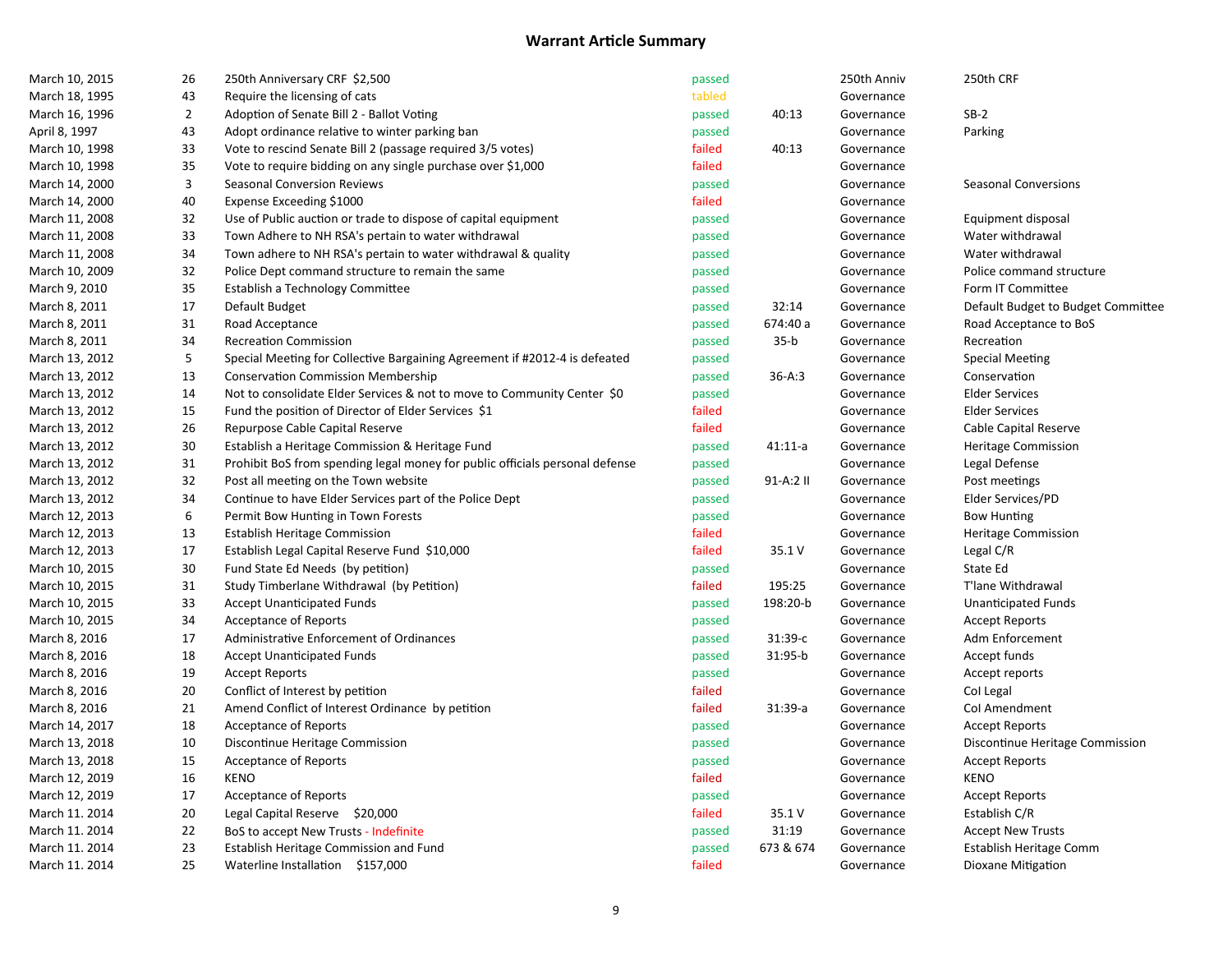## Warrant Article Summary

| | | | | | | |
|---|---|---|---|---|---|---|
| March 10, 2015 | 26 | 250th Anniversary CRF $2,500 | passed | | 250th Anniv | 250th CRF |
| March 18, 1995 | 43 | Require the licensing of cats | tabled | | Governance | |
| March 16, 1996 | 2 | Adoption of Senate Bill 2 - Ballot Voting | passed | 40:13 | Governance | SB-2 |
| April 8, 1997 | 43 | Adopt ordinance relative to winter parking ban | passed | | Governance | Parking |
| March 10, 1998 | 33 | Vote to rescind Senate Bill 2 (passage required 3/5 votes) | failed | 40:13 | Governance | |
| March 10, 1998 | 35 | Vote to require bidding on any single purchase over $1,000 | failed | | Governance | |
| March 14, 2000 | 3 | Seasonal Conversion Reviews | passed | | Governance | Seasonal Conversions |
| March 14, 2000 | 40 | Expense Exceeding $1000 | failed | | Governance | |
| March 11, 2008 | 32 | Use of Public auction or trade to dispose of capital equipment | passed | | Governance | Equipment disposal |
| March 11, 2008 | 33 | Town Adhere to NH RSA's pertain to water withdrawal | passed | | Governance | Water withdrawal |
| March 11, 2008 | 34 | Town adhere to NH RSA's pertain to water withdrawal & quality | passed | | Governance | Water withdrawal |
| March 10, 2009 | 32 | Police Dept command structure to remain the same | passed | | Governance | Police command structure |
| March 9, 2010 | 35 | Establish a Technology Committee | passed | | Governance | Form IT Committee |
| March 8, 2011 | 17 | Default Budget | passed | 32:14 | Governance | Default Budget to Budget Committee |
| March 8, 2011 | 31 | Road Acceptance | passed | 674:40 a | Governance | Road Acceptance to BoS |
| March 8, 2011 | 34 | Recreation Commission | passed | 35-b | Governance | Recreation |
| March 13, 2012 | 5 | Special Meeting for Collective Bargaining Agreement if #2012-4 is defeated | passed | | Governance | Special Meeting |
| March 13, 2012 | 13 | Conservation Commission Membership | passed | 36-A:3 | Governance | Conservation |
| March 13, 2012 | 14 | Not to consolidate Elder Services & not to move to Community Center $0 | passed | | Governance | Elder Services |
| March 13, 2012 | 15 | Fund the position of Director of Elder Services $1 | failed | | Governance | Elder Services |
| March 13, 2012 | 26 | Repurpose Cable Capital Reserve | failed | | Governance | Cable Capital Reserve |
| March 13, 2012 | 30 | Establish a Heritage Commission & Heritage Fund | passed | 41:11-a | Governance | Heritage Commission |
| March 13, 2012 | 31 | Prohibit BoS from spending legal money for public officials personal defense | passed | | Governance | Legal Defense |
| March 13, 2012 | 32 | Post all meeting on the Town website | passed | 91-A:2 II | Governance | Post meetings |
| March 13, 2012 | 34 | Continue to have Elder Services part of the Police Dept | passed | | Governance | Elder Services/PD |
| March 12, 2013 | 6 | Permit Bow Hunting in Town Forests | passed | | Governance | Bow Hunting |
| March 12, 2013 | 13 | Establish Heritage Commission | failed | | Governance | Heritage Commission |
| March 12, 2013 | 17 | Establish Legal Capital Reserve Fund $10,000 | failed | 35.1 V | Governance | Legal C/R |
| March 10, 2015 | 30 | Fund State Ed Needs (by petition) | passed | | Governance | State Ed |
| March 10, 2015 | 31 | Study Timberlane Withdrawal (by Petition) | failed | 195:25 | Governance | T'lane Withdrawal |
| March 10, 2015 | 33 | Accept Unanticipated Funds | passed | 198:20-b | Governance | Unanticipated Funds |
| March 10, 2015 | 34 | Acceptance of Reports | passed | | Governance | Accept Reports |
| March 8, 2016 | 17 | Administrative Enforcement of Ordinances | passed | 31:39-c | Governance | Adm Enforcement |
| March 8, 2016 | 18 | Accept Unanticipated Funds | passed | 31:95-b | Governance | Accept funds |
| March 8, 2016 | 19 | Accept Reports | passed | | Governance | Accept reports |
| March 8, 2016 | 20 | Conflict of Interest by petition | failed | | Governance | CoI Legal |
| March 8, 2016 | 21 | Amend Conflict of Interest Ordinance by petition | failed | 31:39-a | Governance | CoI Amendment |
| March 14, 2017 | 18 | Acceptance of Reports | passed | | Governance | Accept Reports |
| March 13, 2018 | 10 | Discontinue Heritage Commission | passed | | Governance | Discontinue Heritage Commission |
| March 13, 2018 | 15 | Acceptance of Reports | passed | | Governance | Accept Reports |
| March 12, 2019 | 16 | KENO | failed | | Governance | KENO |
| March 12, 2019 | 17 | Acceptance of Reports | passed | | Governance | Accept Reports |
| March 11. 2014 | 20 | Legal Capital Reserve $20,000 | failed | 35.1 V | Governance | Establish C/R |
| March 11. 2014 | 22 | BoS to accept New Trusts - Indefinite | passed | 31:19 | Governance | Accept New Trusts |
| March 11. 2014 | 23 | Establish Heritage Commission and Fund | passed | 673 & 674 | Governance | Establish Heritage Comm |
| March 11. 2014 | 25 | Waterline Installation $157,000 | failed | | Governance | Dioxane Mitigation |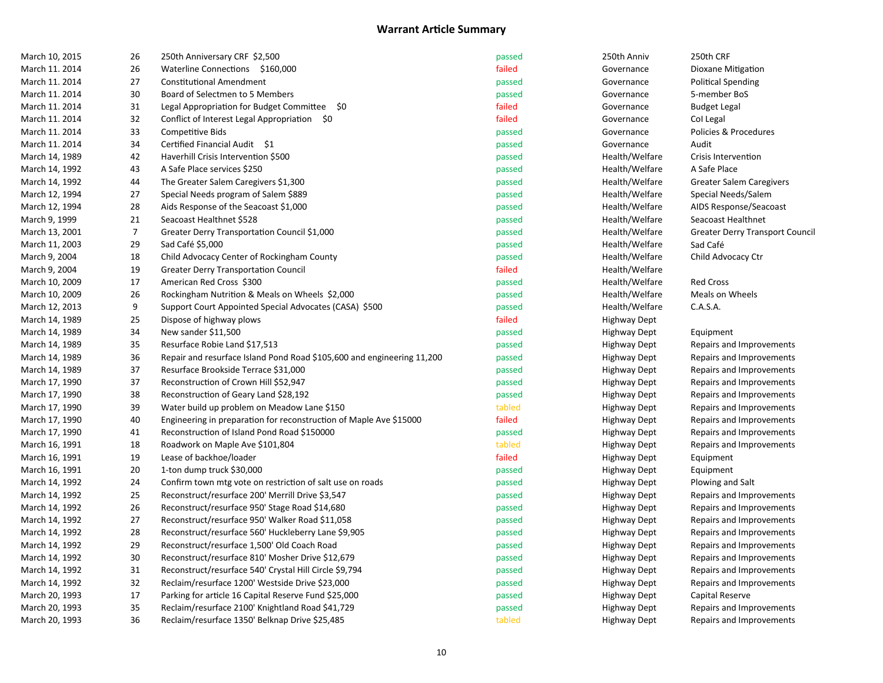## Warrant Article Summary

| | | | | | |
|---|---|---|---|---|---|
| March 10, 2015 | 26 | 250th Anniversary CRF $2,500 | passed | 250th Anniv | 250th CRF |
| March 11. 2014 | 26 | Waterline Connections $160,000 | failed | Governance | Dioxane Mitigation |
| March 11. 2014 | 27 | Constitutional Amendment | passed | Governance | Political Spending |
| March 11. 2014 | 30 | Board of Selectmen to 5 Members | passed | Governance | 5-member BoS |
| March 11. 2014 | 31 | Legal Appropriation for Budget Committee $0 | failed | Governance | Budget Legal |
| March 11. 2014 | 32 | Conflict of Interest Legal Appropriation $0 | failed | Governance | CoI Legal |
| March 11. 2014 | 33 | Competitive Bids | passed | Governance | Policies & Procedures |
| March 11. 2014 | 34 | Certified Financial Audit $1 | passed | Governance | Audit |
| March 14, 1989 | 42 | Haverhill Crisis Intervention $500 | passed | Health/Welfare | Crisis Intervention |
| March 14, 1992 | 43 | A Safe Place services $250 | passed | Health/Welfare | A Safe Place |
| March 14, 1992 | 44 | The Greater Salem Caregivers $1,300 | passed | Health/Welfare | Greater Salem Caregivers |
| March 12, 1994 | 27 | Special Needs program of Salem $889 | passed | Health/Welfare | Special Needs/Salem |
| March 12, 1994 | 28 | Aids Response of the Seacoast $1,000 | passed | Health/Welfare | AIDS Response/Seacoast |
| March 9, 1999 | 21 | Seacoast Healthnet $528 | passed | Health/Welfare | Seacoast Healthnet |
| March 13, 2001 | 7 | Greater Derry Transportation Council $1,000 | passed | Health/Welfare | Greater Derry Transport Council |
| March 11, 2003 | 29 | Sad Café $5,000 | passed | Health/Welfare | Sad Café |
| March 9, 2004 | 18 | Child Advocacy Center of Rockingham County | passed | Health/Welfare | Child Advocacy Ctr |
| March 9, 2004 | 19 | Greater Derry Transportation Council | failed | Health/Welfare | |
| March 10, 2009 | 17 | American Red Cross $300 | passed | Health/Welfare | Red Cross |
| March 10, 2009 | 26 | Rockingham Nutrition & Meals on Wheels $2,000 | passed | Health/Welfare | Meals on Wheels |
| March 12, 2013 | 9 | Support Court Appointed Special Advocates (CASA) $500 | passed | Health/Welfare | C.A.S.A. |
| March 14, 1989 | 25 | Dispose of highway plows | failed | Highway Dept | |
| March 14, 1989 | 34 | New sander $11,500 | passed | Highway Dept | Equipment |
| March 14, 1989 | 35 | Resurface Robie Land $17,513 | passed | Highway Dept | Repairs and Improvements |
| March 14, 1989 | 36 | Repair and resurface Island Pond Road $105,600 and engineering 11,200 | passed | Highway Dept | Repairs and Improvements |
| March 14, 1989 | 37 | Resurface Brookside Terrace $31,000 | passed | Highway Dept | Repairs and Improvements |
| March 17, 1990 | 37 | Reconstruction of Crown Hill $52,947 | passed | Highway Dept | Repairs and Improvements |
| March 17, 1990 | 38 | Reconstruction of Geary Land $28,192 | passed | Highway Dept | Repairs and Improvements |
| March 17, 1990 | 39 | Water build up problem on Meadow Lane $150 | tabled | Highway Dept | Repairs and Improvements |
| March 17, 1990 | 40 | Engineering in preparation for reconstruction of Maple Ave $15000 | failed | Highway Dept | Repairs and Improvements |
| March 17, 1990 | 41 | Reconstruction of Island Pond Road $150000 | passed | Highway Dept | Repairs and Improvements |
| March 16, 1991 | 18 | Roadwork on Maple Ave $101,804 | tabled | Highway Dept | Repairs and Improvements |
| March 16, 1991 | 19 | Lease of backhoe/loader | failed | Highway Dept | Equipment |
| March 16, 1991 | 20 | 1-ton dump truck $30,000 | passed | Highway Dept | Equipment |
| March 14, 1992 | 24 | Confirm town mtg vote on restriction of salt use on roads | passed | Highway Dept | Plowing and Salt |
| March 14, 1992 | 25 | Reconstruct/resurface 200' Merrill Drive $3,547 | passed | Highway Dept | Repairs and Improvements |
| March 14, 1992 | 26 | Reconstruct/resurface 950' Stage Road $14,680 | passed | Highway Dept | Repairs and Improvements |
| March 14, 1992 | 27 | Reconstruct/resurface 950' Walker Road $11,058 | passed | Highway Dept | Repairs and Improvements |
| March 14, 1992 | 28 | Reconstruct/resurface 560' Huckleberry Lane $9,905 | passed | Highway Dept | Repairs and Improvements |
| March 14, 1992 | 29 | Reconstruct/resurface 1,500' Old Coach Road | passed | Highway Dept | Repairs and Improvements |
| March 14, 1992 | 30 | Reconstruct/resurface 810' Mosher Drive $12,679 | passed | Highway Dept | Repairs and Improvements |
| March 14, 1992 | 31 | Reconstruct/resurface 540' Crystal Hill Circle $9,794 | passed | Highway Dept | Repairs and Improvements |
| March 14, 1992 | 32 | Reclaim/resurface 1200' Westside Drive $23,000 | passed | Highway Dept | Repairs and Improvements |
| March 20, 1993 | 17 | Parking for article 16 Capital Reserve Fund $25,000 | passed | Highway Dept | Capital Reserve |
| March 20, 1993 | 35 | Reclaim/resurface 2100' Knightland Road $41,729 | passed | Highway Dept | Repairs and Improvements |
| March 20, 1993 | 36 | Reclaim/resurface 1350' Belknap Drive $25,485 | tabled | Highway Dept | Repairs and Improvements |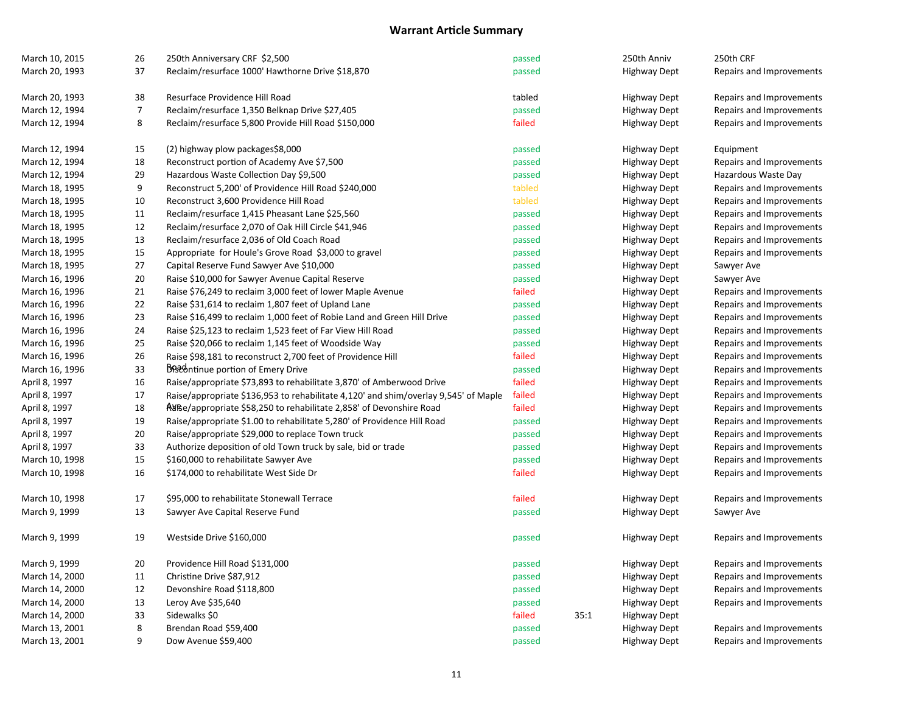# Warrant Article Summary

| | | | | | | |
|---|---|---|---|---|---|---|
| March 10, 2015 | 26 | 250th Anniversary CRF $2,500 | passed | | 250th Anniv | 250th CRF |
| March 20, 1993 | 37 | Reclaim/resurface 1000' Hawthorne Drive $18,870 | passed | | Highway Dept | Repairs and Improvements |
| March 20, 1993 | 38 | Resurface Providence Hill Road | tabled | | Highway Dept | Repairs and Improvements |
| March 12, 1994 | 7 | Reclaim/resurface 1,350 Belknap Drive $27,405 | passed | | Highway Dept | Repairs and Improvements |
| March 12, 1994 | 8 | Reclaim/resurface 5,800 Provide Hill Road $150,000 | failed | | Highway Dept | Repairs and Improvements |
| March 12, 1994 | 15 | (2) highway plow packages$8,000 | passed | | Highway Dept | Equipment |
| March 12, 1994 | 18 | Reconstruct portion of Academy Ave $7,500 | passed | | Highway Dept | Repairs and Improvements |
| March 12, 1994 | 29 | Hazardous Waste Collection Day $9,500 | passed | | Highway Dept | Hazardous Waste Day |
| March 18, 1995 | 9 | Reconstruct 5,200' of Providence Hill Road $240,000 | tabled | | Highway Dept | Repairs and Improvements |
| March 18, 1995 | 10 | Reconstruct 3,600 Providence Hill Road | tabled | | Highway Dept | Repairs and Improvements |
| March 18, 1995 | 11 | Reclaim/resurface 1,415 Pheasant Lane $25,560 | passed | | Highway Dept | Repairs and Improvements |
| March 18, 1995 | 12 | Reclaim/resurface 2,070 of Oak Hill Circle $41,946 | passed | | Highway Dept | Repairs and Improvements |
| March 18, 1995 | 13 | Reclaim/resurface 2,036 of Old Coach Road | passed | | Highway Dept | Repairs and Improvements |
| March 18, 1995 | 15 | Appropriate for Houle's Grove Road $3,000 to gravel | passed | | Highway Dept | Repairs and Improvements |
| March 18, 1995 | 27 | Capital Reserve Fund Sawyer Ave $10,000 | passed | | Highway Dept | Sawyer Ave |
| March 16, 1996 | 20 | Raise $10,000 for Sawyer Avenue Capital Reserve | passed | | Highway Dept | Sawyer Ave |
| March 16, 1996 | 21 | Raise $76,249 to reclaim 3,000 feet of lower Maple Avenue | failed | | Highway Dept | Repairs and Improvements |
| March 16, 1996 | 22 | Raise $31,614 to reclaim 1,807 feet of Upland Lane | passed | | Highway Dept | Repairs and Improvements |
| March 16, 1996 | 23 | Raise $16,499 to reclaim 1,000 feet of Robie Land and Green Hill Drive | passed | | Highway Dept | Repairs and Improvements |
| March 16, 1996 | 24 | Raise $25,123 to reclaim 1,523 feet of Far View Hill Road | passed | | Highway Dept | Repairs and Improvements |
| March 16, 1996 | 25 | Raise $20,066 to reclaim 1,145 feet of Woodside Way | passed | | Highway Dept | Repairs and Improvements |
| March 16, 1996 | 26 | Raise $98,181 to reconstruct 2,700 feet of Providence Hill Road | failed | | Highway Dept | Repairs and Improvements |
| March 16, 1996 | 33 | Discontinue portion of Emery Drive | passed | | Highway Dept | Repairs and Improvements |
| April 8, 1997 | 16 | Raise/appropriate $73,893 to rehabilitate 3,870' of Amberwood Drive | failed | | Highway Dept | Repairs and Improvements |
| April 8, 1997 | 17 | Raise/appropriate $136,953 to rehabilitate 4,120' and shim/overlay 9,545' of Maple Ave | failed | | Highway Dept | Repairs and Improvements |
| April 8, 1997 | 18 | Raise/appropriate $58,250 to rehabilitate 2,858' of Devonshire Road | failed | | Highway Dept | Repairs and Improvements |
| April 8, 1997 | 19 | Raise/appropriate $1.00 to rehabilitate 5,280' of Providence Hill Road | passed | | Highway Dept | Repairs and Improvements |
| April 8, 1997 | 20 | Raise/appropriate $29,000 to replace Town truck | passed | | Highway Dept | Repairs and Improvements |
| April 8, 1997 | 33 | Authorize deposition of old Town truck by sale, bid or trade | passed | | Highway Dept | Repairs and Improvements |
| March 10, 1998 | 15 | $160,000 to rehabilitate Sawyer Ave | passed | | Highway Dept | Repairs and Improvements |
| March 10, 1998 | 16 | $174,000 to rehabilitate West Side Dr | failed | | Highway Dept | Repairs and Improvements |
| March 10, 1998 | 17 | $95,000 to rehabilitate Stonewall Terrace | failed | | Highway Dept | Repairs and Improvements |
| March 9, 1999 | 13 | Sawyer Ave Capital Reserve Fund | passed | | Highway Dept | Sawyer Ave |
| March 9, 1999 | 19 | Westside Drive $160,000 | passed | | Highway Dept | Repairs and Improvements |
| March 9, 1999 | 20 | Providence Hill Road $131,000 | passed | | Highway Dept | Repairs and Improvements |
| March 14, 2000 | 11 | Christine Drive $87,912 | passed | | Highway Dept | Repairs and Improvements |
| March 14, 2000 | 12 | Devonshire Road $118,800 | passed | | Highway Dept | Repairs and Improvements |
| March 14, 2000 | 13 | Leroy Ave $35,640 | passed | | Highway Dept | Repairs and Improvements |
| March 14, 2000 | 33 | Sidewalks $0 | failed | 35:1 | Highway Dept | |
| March 13, 2001 | 8 | Brendan Road $59,400 | passed | | Highway Dept | Repairs and Improvements |
| March 13, 2001 | 9 | Dow Avenue $59,400 | passed | | Highway Dept | Repairs and Improvements |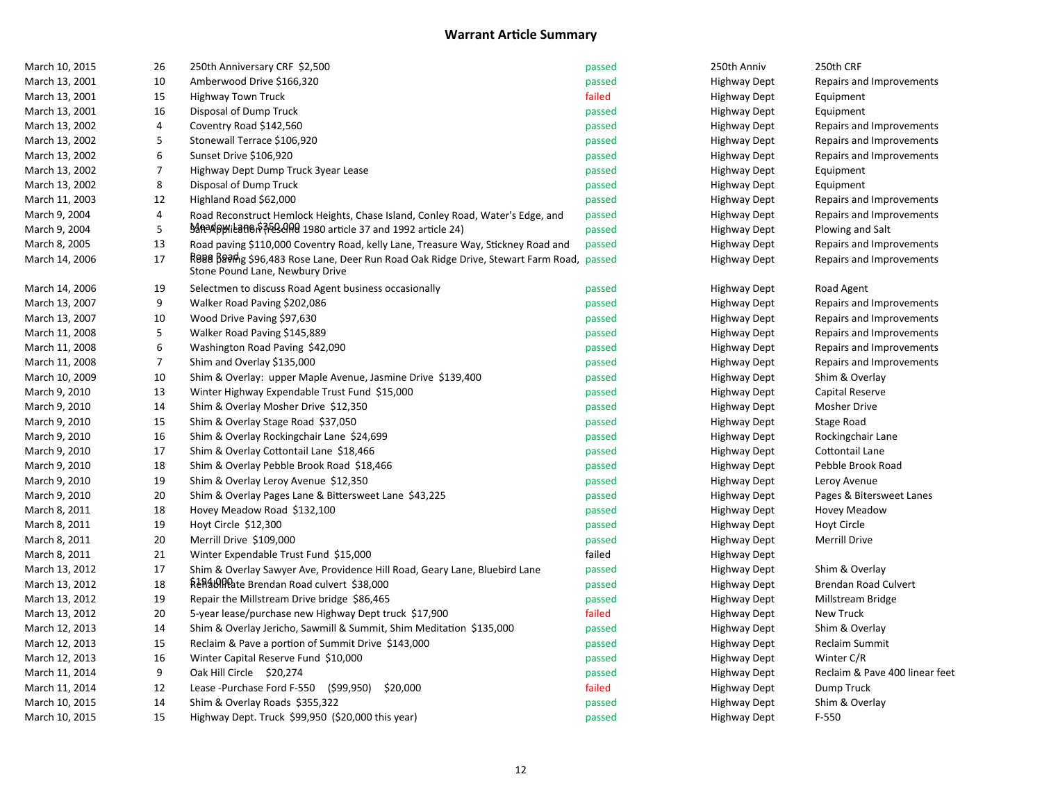# Warrant Article Summary

| Date | Article | Description | Result | Department | Category |
|---|---|---|---|---|---|
| March 10, 2015 | 26 | 250th Anniversary CRF $2,500 | passed | 250th Anniv | 250th CRF |
| March 13, 2001 | 10 | Amberwood Drive $166,320 | passed | Highway Dept | Repairs and Improvements |
| March 13, 2001 | 15 | Highway Town Truck | failed | Highway Dept | Equipment |
| March 13, 2001 | 16 | Disposal of Dump Truck | passed | Highway Dept | Equipment |
| March 13, 2002 | 4 | Coventry Road $142,560 | passed | Highway Dept | Repairs and Improvements |
| March 13, 2002 | 5 | Stonewall Terrace $106,920 | passed | Highway Dept | Repairs and Improvements |
| March 13, 2002 | 6 | Sunset Drive $106,920 | passed | Highway Dept | Repairs and Improvements |
| March 13, 2002 | 7 | Highway Dept Dump Truck 3year Lease | passed | Highway Dept | Equipment |
| March 13, 2002 | 8 | Disposal of Dump Truck | passed | Highway Dept | Equipment |
| March 11, 2003 | 12 | Highland Road $62,000 | passed | Highway Dept | Repairs and Improvements |
| March 9, 2004 | 4 | Road Reconstruct Hemlock Heights, Chase Island, Conley Road, Water's Edge, and Meadow Lane $350,000 | passed | Highway Dept | Repairs and Improvements |
| March 9, 2004 | 5 | Salt Application (rescind 1980 article 37 and 1992 article 24) | passed | Highway Dept | Plowing and Salt |
| March 8, 2005 | 13 | Road paving $110,000 Coventry Road, kelly Lane, Treasure Way, Stickney Road and Rose Road | passed | Highway Dept | Repairs and Improvements |
| March 14, 2006 | 17 | Road paving $96,483 Rose Lane, Deer Run Road Oak Ridge Drive, Stewart Farm Road, Stone Pound Lane, Newbury Drive | passed | Highway Dept | Repairs and Improvements |
| March 14, 2006 | 19 | Selectmen to discuss Road Agent business occasionally | passed | Highway Dept | Road Agent |
| March 13, 2007 | 9 | Walker Road Paving $202,086 | passed | Highway Dept | Repairs and Improvements |
| March 13, 2007 | 10 | Wood Drive Paving $97,630 | passed | Highway Dept | Repairs and Improvements |
| March 11, 2008 | 5 | Walker Road Paving $145,889 | passed | Highway Dept | Repairs and Improvements |
| March 11, 2008 | 6 | Washington Road Paving $42,090 | passed | Highway Dept | Repairs and Improvements |
| March 11, 2008 | 7 | Shim and Overlay $135,000 | passed | Highway Dept | Repairs and Improvements |
| March 10, 2009 | 10 | Shim & Overlay: upper Maple Avenue, Jasmine Drive $139,400 | passed | Highway Dept | Shim & Overlay |
| March 9, 2010 | 13 | Winter Highway Expendable Trust Fund $15,000 | passed | Highway Dept | Capital Reserve |
| March 9, 2010 | 14 | Shim & Overlay Mosher Drive $12,350 | passed | Highway Dept | Mosher Drive |
| March 9, 2010 | 15 | Shim & Overlay Stage Road $37,050 | passed | Highway Dept | Stage Road |
| March 9, 2010 | 16 | Shim & Overlay Rockingchair Lane $24,699 | passed | Highway Dept | Rockingchair Lane |
| March 9, 2010 | 17 | Shim & Overlay Cottontail Lane $18,466 | passed | Highway Dept | Cottontail Lane |
| March 9, 2010 | 18 | Shim & Overlay Pebble Brook Road $18,466 | passed | Highway Dept | Pebble Brook Road |
| March 9, 2010 | 19 | Shim & Overlay Leroy Avenue $12,350 | passed | Highway Dept | Leroy Avenue |
| March 9, 2010 | 20 | Shim & Overlay Pages Lane & Bittersweet Lane $43,225 | passed | Highway Dept | Pages & Bitersweet Lanes |
| March 8, 2011 | 18 | Hovey Meadow Road $132,100 | passed | Highway Dept | Hovey Meadow |
| March 8, 2011 | 19 | Hoyt Circle $12,300 | passed | Highway Dept | Hoyt Circle |
| March 8, 2011 | 20 | Merrill Drive $109,000 | passed | Highway Dept | Merrill Drive |
| March 8, 2011 | 21 | Winter Expendable Trust Fund $15,000 | failed | Highway Dept | |
| March 13, 2012 | 17 | Shim & Overlay Sawyer Ave, Providence Hill Road, Geary Lane, Bluebird Lane $194,000 | passed | Highway Dept | Shim & Overlay |
| March 13, 2012 | 18 | Rehabilitate Brendan Road culvert $38,000 | passed | Highway Dept | Brendan Road Culvert |
| March 13, 2012 | 19 | Repair the Millstream Drive bridge $86,465 | passed | Highway Dept | Millstream Bridge |
| March 13, 2012 | 20 | 5-year lease/purchase new Highway Dept truck $17,900 | failed | Highway Dept | New Truck |
| March 12, 2013 | 14 | Shim & Overlay Jericho, Sawmill & Summit, Shim Meditation $135,000 | passed | Highway Dept | Shim & Overlay |
| March 12, 2013 | 15 | Reclaim & Pave a portion of Summit Drive $143,000 | passed | Highway Dept | Reclaim Summit |
| March 12, 2013 | 16 | Winter Capital Reserve Fund $10,000 | passed | Highway Dept | Winter C/R |
| March 11, 2014 | 9 | Oak Hill Circle $20,274 | passed | Highway Dept | Reclaim & Pave 400 linear feet |
| March 11, 2014 | 12 | Lease -Purchase Ford F-550 ($99,950) $20,000 | failed | Highway Dept | Dump Truck |
| March 10, 2015 | 14 | Shim & Overlay Roads $355,322 | passed | Highway Dept | Shim & Overlay |
| March 10, 2015 | 15 | Highway Dept. Truck $99,950 ($20,000 this year) | passed | Highway Dept | F-550 |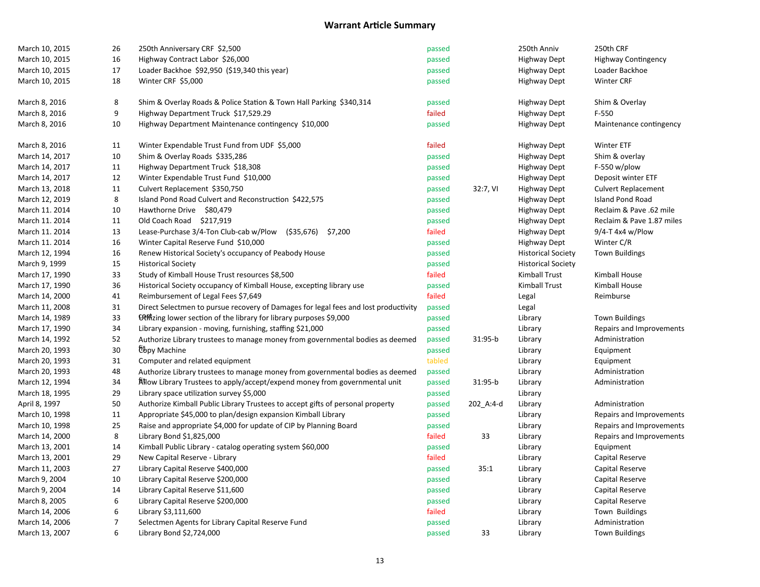# Warrant Article Summary

| | | | | | | |
|---|---|---|---|---|---|---|
| March 10, 2015 | 26 | 250th Anniversary CRF $2,500 | passed | | 250th Anniv | 250th CRF |
| March 10, 2015 | 16 | Highway Contract Labor $26,000 | passed | | Highway Dept | Highway Contingency |
| March 10, 2015 | 17 | Loader Backhoe $92,950 ($19,340 this year) | passed | | Highway Dept | Loader Backhoe |
| March 10, 2015 | 18 | Winter CRF $5,000 | passed | | Highway Dept | Winter CRF |
| March 8, 2016 | 8 | Shim & Overlay Roads & Police Station & Town Hall Parking $340,314 | passed | | Highway Dept | Shim & Overlay |
| March 8, 2016 | 9 | Highway Department Truck $17,529.29 | failed | | Highway Dept | F-550 |
| March 8, 2016 | 10 | Highway Department Maintenance contingency $10,000 | passed | | Highway Dept | Maintenance contingency |
| March 8, 2016 | 11 | Winter Expendable Trust Fund from UDF $5,000 | failed | | Highway Dept | Winter ETF |
| March 14, 2017 | 10 | Shim & Overlay Roads $335,286 | passed | | Highway Dept | Shim & overlay |
| March 14, 2017 | 11 | Highway Department Truck $18,308 | passed | | Highway Dept | F-550 w/plow |
| March 14, 2017 | 12 | Winter Expendable Trust Fund $10,000 | passed | | Highway Dept | Deposit winter ETF |
| March 13, 2018 | 11 | Culvert Replacement $350,750 | passed | 32:7, VI | Highway Dept | Culvert Replacement |
| March 12, 2019 | 8 | Island Pond Road Culvert and Reconstruction $422,575 | passed | | Highway Dept | Island Pond Road |
| March 11. 2014 | 10 | Hawthorne Drive $80,479 | passed | | Highway Dept | Reclaim & Pave .62 mile |
| March 11. 2014 | 11 | Old Coach Road $217,919 | passed | | Highway Dept | Reclaim & Pave 1.87 miles |
| March 11. 2014 | 13 | Lease-Purchase 3/4-Ton Club-cab w/Plow ($35,676) $7,200 | failed | | Highway Dept | 9/4-T 4x4 w/Plow |
| March 11. 2014 | 16 | Winter Capital Reserve Fund $10,000 | passed | | Highway Dept | Winter C/R |
| March 12, 1994 | 16 | Renew Historical Society's occupancy of Peabody House | passed | | Historical Society | Town Buildings |
| March 9, 1999 | 15 | Historical Society | passed | | Historical Society | |
| March 17, 1990 | 33 | Study of Kimball House Trust resources $8,500 | failed | | Kimball Trust | Kimball House |
| March 17, 1990 | 36 | Historical Society occupancy of Kimball House, excepting library use | passed | | Kimball Trust | Kimball House |
| March 14, 2000 | 41 | Reimbursement of Legal Fees $7,649 | failed | | Legal | Reimburse |
| March 11, 2008 | 31 | Direct Selectmen to pursue recovery of Damages for legal fees and lost productivity cost | passed | | Legal | |
| March 14, 1989 | 33 | Utilizing lower section of the library for library purposes $9,000 | passed | | Library | Town Buildings |
| March 17, 1990 | 34 | Library expansion - moving, furnishing, staffing $21,000 | passed | | Library | Repairs and Improvements |
| March 14, 1992 | 52 | Authorize Library trustees to manage money from governmental bodies as deemed fit | passed | 31:95-b | Library | Administration |
| March 20, 1993 | 30 | Copy Machine | passed | | Library | Equipment |
| March 20, 1993 | 31 | Computer and related equipment | tabled | | Library | Equipment |
| March 20, 1993 | 48 | Authorize Library trustees to manage money from governmental bodies as deemed fit | passed | | Library | Administration |
| March 12, 1994 | 34 | Allow Library Trustees to apply/accept/expend money from governmental unit | passed | 31:95-b | Library | Administration |
| March 18, 1995 | 29 | Library space utilization survey $5,000 | passed | | Library | |
| April 8, 1997 | 50 | Authorize Kimball Public Library Trustees to accept gifts of personal property | passed | 202_A:4-d | Library | Administration |
| March 10, 1998 | 11 | Appropriate $45,000 to plan/design expansion Kimball Library | passed | | Library | Repairs and Improvements |
| March 10, 1998 | 25 | Raise and appropriate $4,000 for update of CIP by Planning Board | passed | | Library | Repairs and Improvements |
| March 14, 2000 | 8 | Library Bond $1,825,000 | failed | 33 | Library | Repairs and Improvements |
| March 13, 2001 | 14 | Kimball Public Library - catalog operating system $60,000 | passed | | Library | Equipment |
| March 13, 2001 | 29 | New Capital Reserve - Library | failed | | Library | Capital Reserve |
| March 11, 2003 | 27 | Library Capital Reserve $400,000 | passed | 35:1 | Library | Capital Reserve |
| March 9, 2004 | 10 | Library Capital Reserve $200,000 | passed | | Library | Capital Reserve |
| March 9, 2004 | 14 | Library Capital Reserve $11,600 | passed | | Library | Capital Reserve |
| March 8, 2005 | 6 | Library Capital Reserve $200,000 | passed | | Library | Capital Reserve |
| March 14, 2006 | 6 | Library $3,111,600 | failed | | Library | Town Buildings |
| March 14, 2006 | 7 | Selectmen Agents for Library Capital Reserve Fund | passed | | Library | Administration |
| March 13, 2007 | 6 | Library Bond $2,724,000 | passed | 33 | Library | Town Buildings |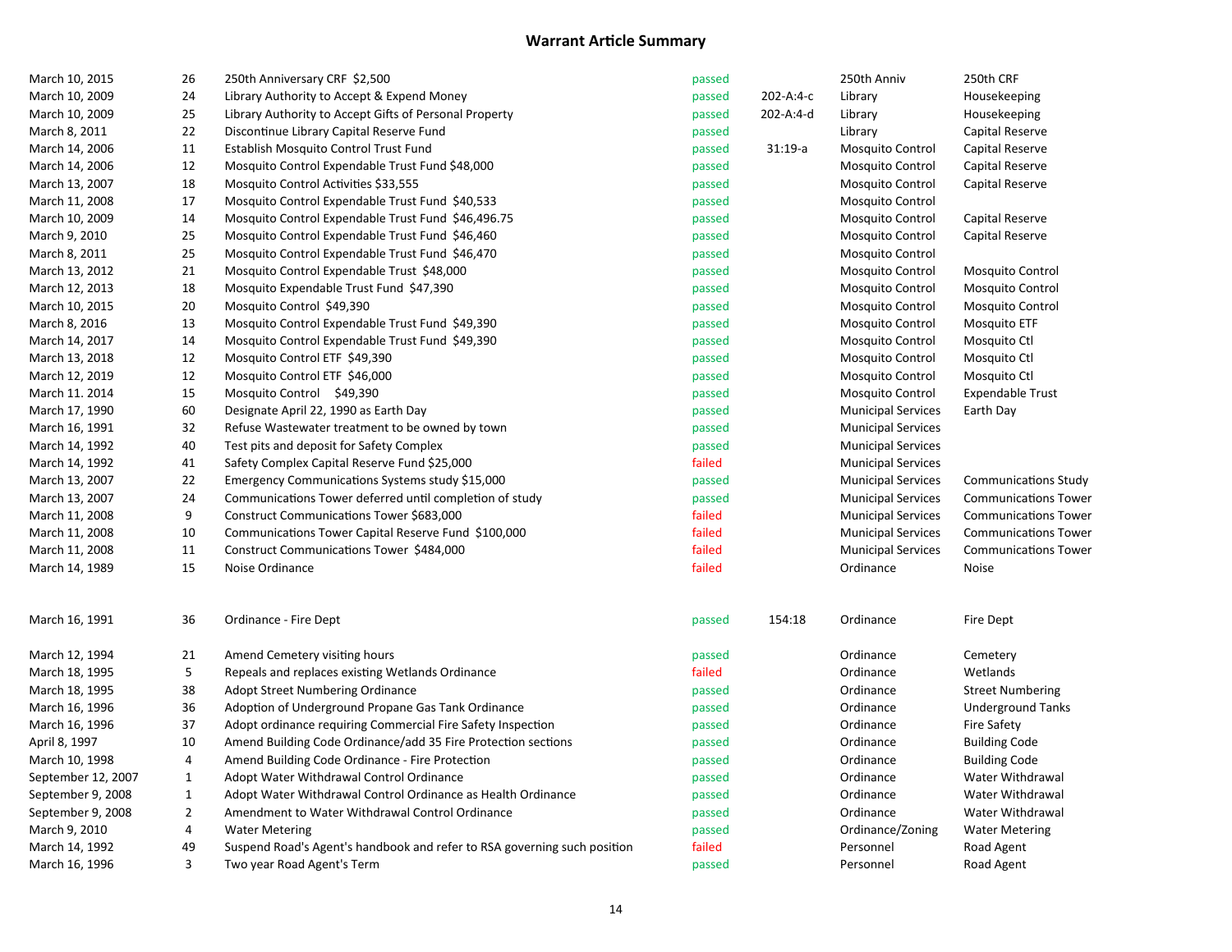## Warrant Article Summary

| | | | | | | |
|---|---|---|---|---|---|---|
| March 10, 2015 | 26 | 250th Anniversary CRF $2,500 | passed | | 250th Anniv | 250th CRF |
| March 10, 2009 | 24 | Library Authority to Accept & Expend Money | passed | 202-A:4-c | Library | Housekeeping |
| March 10, 2009 | 25 | Library Authority to Accept Gifts of Personal Property | passed | 202-A:4-d | Library | Housekeeping |
| March 8, 2011 | 22 | Discontinue Library Capital Reserve Fund | passed | | Library | Capital Reserve |
| March 14, 2006 | 11 | Establish Mosquito Control Trust Fund | passed | 31:19-a | Mosquito Control | Capital Reserve |
| March 14, 2006 | 12 | Mosquito Control Expendable Trust Fund $48,000 | passed | | Mosquito Control | Capital Reserve |
| March 13, 2007 | 18 | Mosquito Control Activities $33,555 | passed | | Mosquito Control | Capital Reserve |
| March 11, 2008 | 17 | Mosquito Control Expendable Trust Fund $40,533 | passed | | Mosquito Control | |
| March 10, 2009 | 14 | Mosquito Control Expendable Trust Fund $46,496.75 | passed | | Mosquito Control | Capital Reserve |
| March 9, 2010 | 25 | Mosquito Control Expendable Trust Fund $46,460 | passed | | Mosquito Control | Capital Reserve |
| March 8, 2011 | 25 | Mosquito Control Expendable Trust Fund $46,470 | passed | | Mosquito Control | |
| March 13, 2012 | 21 | Mosquito Control Expendable Trust $48,000 | passed | | Mosquito Control | Mosquito Control |
| March 12, 2013 | 18 | Mosquito Expendable Trust Fund $47,390 | passed | | Mosquito Control | Mosquito Control |
| March 10, 2015 | 20 | Mosquito Control $49,390 | passed | | Mosquito Control | Mosquito Control |
| March 8, 2016 | 13 | Mosquito Control Expendable Trust Fund $49,390 | passed | | Mosquito Control | Mosquito ETF |
| March 14, 2017 | 14 | Mosquito Control Expendable Trust Fund $49,390 | passed | | Mosquito Control | Mosquito Ctl |
| March 13, 2018 | 12 | Mosquito Control ETF $49,390 | passed | | Mosquito Control | Mosquito Ctl |
| March 12, 2019 | 12 | Mosquito Control ETF $46,000 | passed | | Mosquito Control | Mosquito Ctl |
| March 11. 2014 | 15 | Mosquito Control $49,390 | passed | | Mosquito Control | Expendable Trust |
| March 17, 1990 | 60 | Designate April 22, 1990 as Earth Day | passed | | Municipal Services | Earth Day |
| March 16, 1991 | 32 | Refuse Wastewater treatment to be owned by town | passed | | Municipal Services | |
| March 14, 1992 | 40 | Test pits and deposit for Safety Complex | passed | | Municipal Services | |
| March 14, 1992 | 41 | Safety Complex Capital Reserve Fund $25,000 | failed | | Municipal Services | |
| March 13, 2007 | 22 | Emergency Communications Systems study $15,000 | passed | | Municipal Services | Communications Study |
| March 13, 2007 | 24 | Communications Tower deferred until completion of study | passed | | Municipal Services | Communications Tower |
| March 11, 2008 | 9 | Construct Communications Tower $683,000 | failed | | Municipal Services | Communications Tower |
| March 11, 2008 | 10 | Communications Tower Capital Reserve Fund $100,000 | failed | | Municipal Services | Communications Tower |
| March 11, 2008 | 11 | Construct Communications Tower $484,000 | failed | | Municipal Services | Communications Tower |
| March 14, 1989 | 15 | Noise Ordinance | failed | | Ordinance | Noise |
| March 16, 1991 | 36 | Ordinance - Fire Dept | passed | 154:18 | Ordinance | Fire Dept |
| March 12, 1994 | 21 | Amend Cemetery visiting hours | passed | | Ordinance | Cemetery |
| March 18, 1995 | 5 | Repeals and replaces existing Wetlands Ordinance | failed | | Ordinance | Wetlands |
| March 18, 1995 | 38 | Adopt Street Numbering Ordinance | passed | | Ordinance | Street Numbering |
| March 16, 1996 | 36 | Adoption of Underground Propane Gas Tank Ordinance | passed | | Ordinance | Underground Tanks |
| March 16, 1996 | 37 | Adopt ordinance requiring Commercial Fire Safety Inspection | passed | | Ordinance | Fire Safety |
| April 8, 1997 | 10 | Amend Building Code Ordinance/add 35 Fire Protection sections | passed | | Ordinance | Building Code |
| March 10, 1998 | 4 | Amend Building Code Ordinance - Fire Protection | passed | | Ordinance | Building Code |
| September 12, 2007 | 1 | Adopt Water Withdrawal Control Ordinance | passed | | Ordinance | Water Withdrawal |
| September 9, 2008 | 1 | Adopt Water Withdrawal Control Ordinance as Health Ordinance | passed | | Ordinance | Water Withdrawal |
| September 9, 2008 | 2 | Amendment to Water Withdrawal Control Ordinance | passed | | Ordinance | Water Withdrawal |
| March 9, 2010 | 4 | Water Metering | passed | | Ordinance/Zoning | Water Metering |
| March 14, 1992 | 49 | Suspend Road's Agent's handbook and refer to RSA governing such position | failed | | Personnel | Road Agent |
| March 16, 1996 | 3 | Two year Road Agent's Term | passed | | Personnel | Road Agent |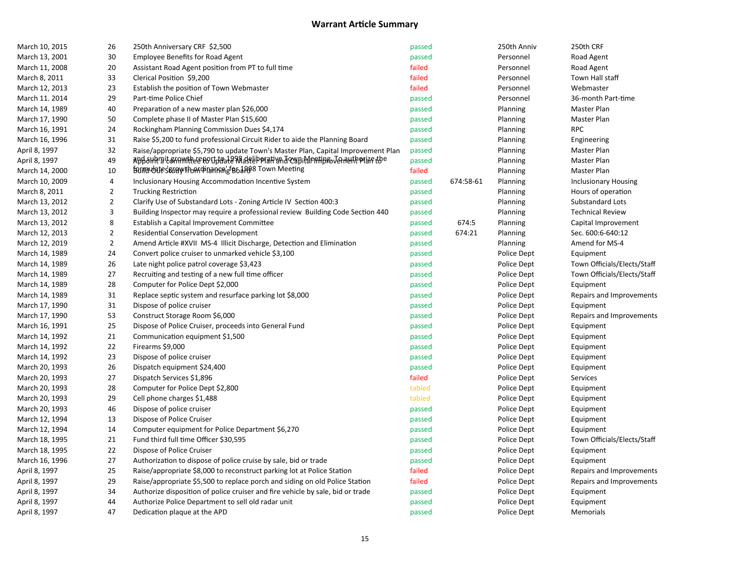# Warrant Article Summary

| | | | | | | |
|---|---|---|---|---|---|---|
| March 10, 2015 | 26 | 250th Anniversary CRF $2,500 | passed | | 250th Anniv | 250th CRF |
| March 13, 2001 | 30 | Employee Benefits for Road Agent | passed | | Personnel | Road Agent |
| March 11, 2008 | 20 | Assistant Road Agent position from PT to full time | failed | | Personnel | Road Agent |
| March 8, 2011 | 33 | Clerical Position $9,200 | failed | | Personnel | Town Hall staff |
| March 12, 2013 | 23 | Establish the position of Town Webmaster | failed | | Personnel | Webmaster |
| March 11. 2014 | 29 | Part-time Police Chief | passed | | Personnel | 36-month Part-time |
| March 14, 1989 | 40 | Preparation of a new master plan $26,000 | passed | | Planning | Master Plan |
| March 17, 1990 | 50 | Complete phase II of Master Plan $15,600 | passed | | Planning | Master Plan |
| March 16, 1991 | 24 | Rockingham Planning Commission Dues $4,174 | passed | | Planning | RPC |
| March 16, 1996 | 31 | Raise $5,200 to fund professional Circuit Rider to aide the Planning Board | passed | | Planning | Engineering |
| April 8, 1997 | 32 | Raise/appropriate $5,790 to update Town's Master Plan, Capital Improvement Plan and submit growth report to 1998 deliberative Town Meeting. To authorize the | passed | | Planning | Master Plan |
| April 8, 1997 | 49 | Appoint a committee to update Master Plan and Capital Improvement Plan to formulate 'growth ordinance' for 1998 Town Meeting | passed | | Planning | Master Plan |
| March 14, 2000 | 10 | Build-Out Study from Planning Board | failed | | Planning | Master Plan |
| March 10, 2009 | 4 | Inclusionary Housing Accommodation Incentive System | passed | 674:58-61 | Planning | Inclusionary Housing |
| March 8, 2011 | 2 | Trucking Restriction | passed | | Planning | Hours of operation |
| March 13, 2012 | 2 | Clarify Use of Substandard Lots - Zoning Article IV Section 400:3 | passed | | Planning | Substandard Lots |
| March 13, 2012 | 3 | Building Inspector may require a professional review Building Code Section 440 | passed | | Planning | Technical Review |
| March 13, 2012 | 8 | Establish a Capital Improvement Committee | passed | 674:5 | Planning | Capital Improvement |
| March 12, 2013 | 2 | Residential Conservation Development | passed | 674:21 | Planning | Sec. 600:6-640:12 |
| March 12, 2019 | 2 | Amend Article #XVII MS-4 Illicit Discharge, Detection and Elimination | passed | | Planning | Amend for MS-4 |
| March 14, 1989 | 24 | Convert police cruiser to unmarked vehicle $3,100 | passed | | Police Dept | Equipment |
| March 14, 1989 | 26 | Late night police patrol coverage $3,423 | passed | | Police Dept | Town Officials/Elects/Staff |
| March 14, 1989 | 27 | Recruiting and testing of a new full time officer | passed | | Police Dept | Town Officials/Elects/Staff |
| March 14, 1989 | 28 | Computer for Police Dept $2,000 | passed | | Police Dept | Equipment |
| March 14, 1989 | 31 | Replace septic system and resurface parking lot $8,000 | passed | | Police Dept | Repairs and Improvements |
| March 17, 1990 | 31 | Dispose of police cruiser | passed | | Police Dept | Equipment |
| March 17, 1990 | 53 | Construct Storage Room $6,000 | passed | | Police Dept | Repairs and Improvements |
| March 16, 1991 | 25 | Dispose of Police Cruiser, proceeds into General Fund | passed | | Police Dept | Equipment |
| March 14, 1992 | 21 | Communication equipment $1,500 | passed | | Police Dept | Equipment |
| March 14, 1992 | 22 | Firearms $9,000 | passed | | Police Dept | Equipment |
| March 14, 1992 | 23 | Dispose of police cruiser | passed | | Police Dept | Equipment |
| March 20, 1993 | 26 | Dispatch equipment $24,400 | passed | | Police Dept | Equipment |
| March 20, 1993 | 27 | Dispatch Services $1,896 | failed | | Police Dept | Services |
| March 20, 1993 | 28 | Computer for Police Dept $2,800 | tabled | | Police Dept | Equipment |
| March 20, 1993 | 29 | Cell phone charges $1,488 | tabled | | Police Dept | Equipment |
| March 20, 1993 | 46 | Dispose of police cruiser | passed | | Police Dept | Equipment |
| March 12, 1994 | 13 | Dispose of Police Cruiser | passed | | Police Dept | Equipment |
| March 12, 1994 | 14 | Computer equipment for Police Department $6,270 | passed | | Police Dept | Equipment |
| March 18, 1995 | 21 | Fund third full time Officer $30,595 | passed | | Police Dept | Town Officials/Elects/Staff |
| March 18, 1995 | 22 | Dispose of Police Cruiser | passed | | Police Dept | Equipment |
| March 16, 1996 | 27 | Authorization to dispose of police cruise by sale, bid or trade | passed | | Police Dept | Equipment |
| April 8, 1997 | 25 | Raise/appropriate $8,000 to reconstruct parking lot at Police Station | failed | | Police Dept | Repairs and Improvements |
| April 8, 1997 | 29 | Raise/appropriate $5,500 to replace porch and siding on old Police Station | failed | | Police Dept | Repairs and Improvements |
| April 8, 1997 | 34 | Authorize disposition of police cruiser and fire vehicle by sale, bid or trade | passed | | Police Dept | Equipment |
| April 8, 1997 | 44 | Authorize Police Department to sell old radar unit | passed | | Police Dept | Equipment |
| April 8, 1997 | 47 | Dedication plaque at the APD | passed | | Police Dept | Memorials |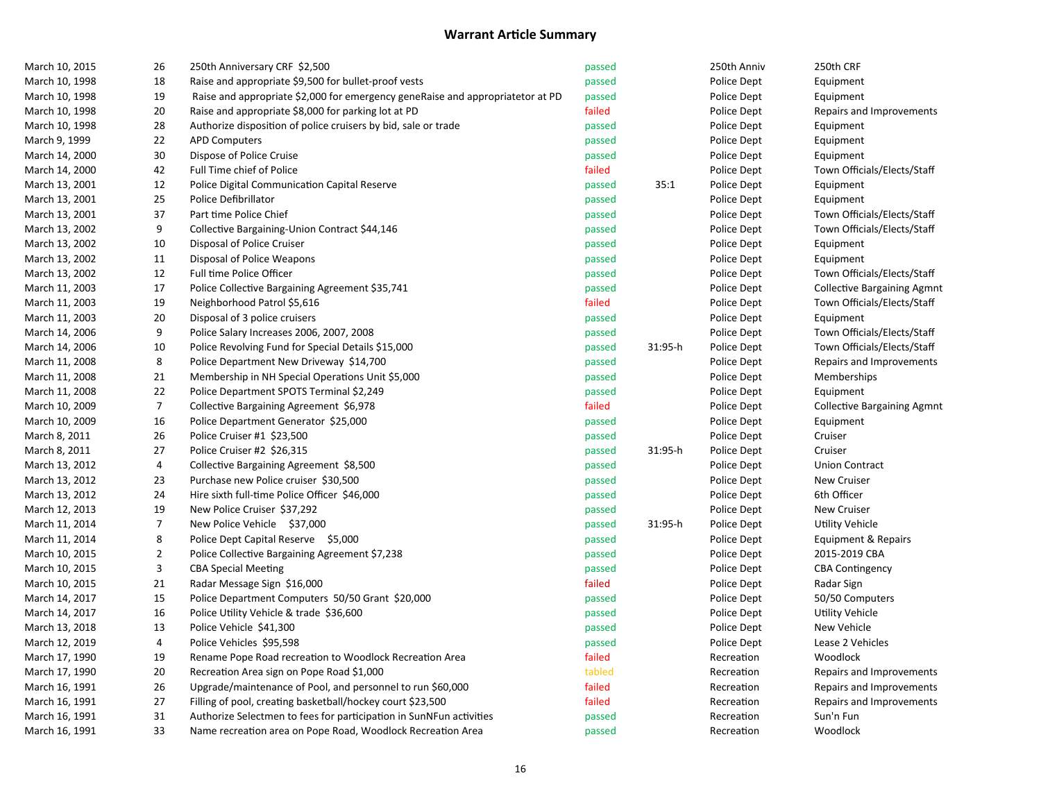## Warrant Article Summary

| | | | | | | |
|---|---|---|---|---|---|---|
| March 10, 2015 | 26 | 250th Anniversary CRF $2,500 | passed | | 250th Anniv | 250th CRF |
| March 10, 1998 | 18 | Raise and appropriate $9,500 for bullet-proof vests | passed | | Police Dept | Equipment |
| March 10, 1998 | 19 | Raise and appropriate $2,000 for emergency geneRaise and appropriatetor at PD | passed | | Police Dept | Equipment |
| March 10, 1998 | 20 | Raise and appropriate $8,000 for parking lot at PD | failed | | Police Dept | Repairs and Improvements |
| March 10, 1998 | 28 | Authorize disposition of police cruisers by bid, sale or trade | passed | | Police Dept | Equipment |
| March 9, 1999 | 22 | APD Computers | passed | | Police Dept | Equipment |
| March 14, 2000 | 30 | Dispose of Police Cruise | passed | | Police Dept | Equipment |
| March 14, 2000 | 42 | Full Time chief of Police | failed | | Police Dept | Town Officials/Elects/Staff |
| March 13, 2001 | 12 | Police Digital Communication Capital Reserve | passed | 35:1 | Police Dept | Equipment |
| March 13, 2001 | 25 | Police Defibrillator | passed | | Police Dept | Equipment |
| March 13, 2001 | 37 | Part time Police Chief | passed | | Police Dept | Town Officials/Elects/Staff |
| March 13, 2002 | 9 | Collective Bargaining-Union Contract $44,146 | passed | | Police Dept | Town Officials/Elects/Staff |
| March 13, 2002 | 10 | Disposal of Police Cruiser | passed | | Police Dept | Equipment |
| March 13, 2002 | 11 | Disposal of Police Weapons | passed | | Police Dept | Equipment |
| March 13, 2002 | 12 | Full time Police Officer | passed | | Police Dept | Town Officials/Elects/Staff |
| March 11, 2003 | 17 | Police Collective Bargaining Agreement $35,741 | passed | | Police Dept | Collective Bargaining Agmnt |
| March 11, 2003 | 19 | Neighborhood Patrol $5,616 | failed | | Police Dept | Town Officials/Elects/Staff |
| March 11, 2003 | 20 | Disposal of 3 police cruisers | passed | | Police Dept | Equipment |
| March 14, 2006 | 9 | Police Salary Increases 2006, 2007, 2008 | passed | | Police Dept | Town Officials/Elects/Staff |
| March 14, 2006 | 10 | Police Revolving Fund for Special Details $15,000 | passed | 31:95-h | Police Dept | Town Officials/Elects/Staff |
| March 11, 2008 | 8 | Police Department New Driveway $14,700 | passed | | Police Dept | Repairs and Improvements |
| March 11, 2008 | 21 | Membership in NH Special Operations Unit $5,000 | passed | | Police Dept | Memberships |
| March 11, 2008 | 22 | Police Department SPOTS Terminal $2,249 | passed | | Police Dept | Equipment |
| March 10, 2009 | 7 | Collective Bargaining Agreement $6,978 | failed | | Police Dept | Collective Bargaining Agmnt |
| March 10, 2009 | 16 | Police Department Generator $25,000 | passed | | Police Dept | Equipment |
| March 8, 2011 | 26 | Police Cruiser #1 $23,500 | passed | | Police Dept | Cruiser |
| March 8, 2011 | 27 | Police Cruiser #2 $26,315 | passed | 31:95-h | Police Dept | Cruiser |
| March 13, 2012 | 4 | Collective Bargaining Agreement $8,500 | passed | | Police Dept | Union Contract |
| March 13, 2012 | 23 | Purchase new Police cruiser $30,500 | passed | | Police Dept | New Cruiser |
| March 13, 2012 | 24 | Hire sixth full-time Police Officer $46,000 | passed | | Police Dept | 6th Officer |
| March 12, 2013 | 19 | New Police Cruiser $37,292 | passed | | Police Dept | New Cruiser |
| March 11, 2014 | 7 | New Police Vehicle $37,000 | passed | 31:95-h | Police Dept | Utility Vehicle |
| March 11, 2014 | 8 | Police Dept Capital Reserve $5,000 | passed | | Police Dept | Equipment & Repairs |
| March 10, 2015 | 2 | Police Collective Bargaining Agreement $7,238 | passed | | Police Dept | 2015-2019 CBA |
| March 10, 2015 | 3 | CBA Special Meeting | passed | | Police Dept | CBA Contingency |
| March 10, 2015 | 21 | Radar Message Sign $16,000 | failed | | Police Dept | Radar Sign |
| March 14, 2017 | 15 | Police Department Computers 50/50 Grant $20,000 | passed | | Police Dept | 50/50 Computers |
| March 14, 2017 | 16 | Police Utility Vehicle & trade $36,600 | passed | | Police Dept | Utility Vehicle |
| March 13, 2018 | 13 | Police Vehicle $41,300 | passed | | Police Dept | New Vehicle |
| March 12, 2019 | 4 | Police Vehicles $95,598 | passed | | Police Dept | Lease 2 Vehicles |
| March 17, 1990 | 19 | Rename Pope Road recreation to Woodlock Recreation Area | failed | | Recreation | Woodlock |
| March 17, 1990 | 20 | Recreation Area sign on Pope Road $1,000 | tabled | | Recreation | Repairs and Improvements |
| March 16, 1991 | 26 | Upgrade/maintenance of Pool, and personnel to run $60,000 | failed | | Recreation | Repairs and Improvements |
| March 16, 1991 | 27 | Filling of pool, creating basketball/hockey court $23,500 | failed | | Recreation | Repairs and Improvements |
| March 16, 1991 | 31 | Authorize Selectmen to fees for participation in SunNFun activities | passed | | Recreation | Sun'n Fun |
| March 16, 1991 | 33 | Name recreation area on Pope Road, Woodlock Recreation Area | passed | | Recreation | Woodlock |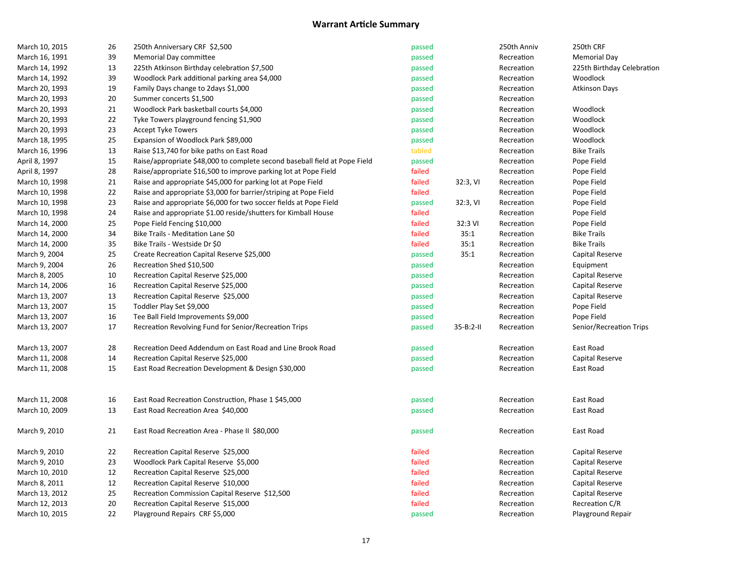## Warrant Article Summary

| Date | Article | Description | Result | Vote | Category | Subcategory |
|---|---|---|---|---|---|---|
| March 10, 2015 | 26 | 250th Anniversary CRF $2,500 | passed | | 250th Anniv | 250th CRF |
| March 16, 1991 | 39 | Memorial Day committee | passed | | Recreation | Memorial Day |
| March 14, 1992 | 13 | 225th Atkinson Birthday celebration $7,500 | passed | | Recreation | 225th Birthday Celebration |
| March 14, 1992 | 39 | Woodlock Park additional parking area $4,000 | passed | | Recreation | Woodlock |
| March 20, 1993 | 19 | Family Days change to 2days $1,000 | passed | | Recreation | Atkinson Days |
| March 20, 1993 | 20 | Summer concerts $1,500 | passed | | Recreation | |
| March 20, 1993 | 21 | Woodlock Park basketball courts $4,000 | passed | | Recreation | Woodlock |
| March 20, 1993 | 22 | Tyke Towers playground fencing $1,900 | passed | | Recreation | Woodlock |
| March 20, 1993 | 23 | Accept Tyke Towers | passed | | Recreation | Woodlock |
| March 18, 1995 | 25 | Expansion of Woodlock Park $89,000 | passed | | Recreation | Woodlock |
| March 16, 1996 | 13 | Raise $13,740 for bike paths on East Road | tabled | | Recreation | Bike Trails |
| April 8, 1997 | 15 | Raise/appropriate $48,000 to complete second baseball field at Pope Field | passed | | Recreation | Pope Field |
| April 8, 1997 | 28 | Raise/appropriate $16,500 to improve parking lot at Pope Field | failed | | Recreation | Pope Field |
| March 10, 1998 | 21 | Raise and appropriate $45,000 for parking lot at Pope Field | failed | 32:3, VI | Recreation | Pope Field |
| March 10, 1998 | 22 | Raise and appropriate $3,000 for barrier/striping at Pope Field | failed | | Recreation | Pope Field |
| March 10, 1998 | 23 | Raise and appropriate $6,000 for two soccer fields at Pope Field | passed | 32:3, VI | Recreation | Pope Field |
| March 10, 1998 | 24 | Raise and appropriate $1.00 reside/shutters for Kimball House | failed | | Recreation | Pope Field |
| March 14, 2000 | 25 | Pope Field Fencing $10,000 | failed | 32:3 VI | Recreation | Pope Field |
| March 14, 2000 | 34 | Bike Trails - Meditation Lane $0 | failed | 35:1 | Recreation | Bike Trails |
| March 14, 2000 | 35 | Bike Trails - Westside Dr $0 | failed | 35:1 | Recreation | Bike Trails |
| March 9, 2004 | 25 | Create Recreation Capital Reserve $25,000 | passed | 35:1 | Recreation | Capital Reserve |
| March 9, 2004 | 26 | Recreation Shed $10,500 | passed | | Recreation | Equipment |
| March 8, 2005 | 10 | Recreation Capital Reserve $25,000 | passed | | Recreation | Capital Reserve |
| March 14, 2006 | 16 | Recreation Capital Reserve $25,000 | passed | | Recreation | Capital Reserve |
| March 13, 2007 | 13 | Recreation Capital Reserve $25,000 | passed | | Recreation | Capital Reserve |
| March 13, 2007 | 15 | Toddler Play Set $9,000 | passed | | Recreation | Pope Field |
| March 13, 2007 | 16 | Tee Ball Field Improvements $9,000 | passed | | Recreation | Pope Field |
| March 13, 2007 | 17 | Recreation Revolving Fund for Senior/Recreation Trips | passed | 35-B:2-II | Recreation | Senior/Recreation Trips |
| March 13, 2007 | 28 | Recreation Deed Addendum on East Road and Line Brook Road | passed | | Recreation | East Road |
| March 11, 2008 | 14 | Recreation Capital Reserve $25,000 | passed | | Recreation | Capital Reserve |
| March 11, 2008 | 15 | East Road Recreation Development & Design $30,000 | passed | | Recreation | East Road |
| March 11, 2008 | 16 | East Road Recreation Construction, Phase 1 $45,000 | passed | | Recreation | East Road |
| March 10, 2009 | 13 | East Road Recreation Area $40,000 | passed | | Recreation | East Road |
| March 9, 2010 | 21 | East Road Recreation Area - Phase II $80,000 | passed | | Recreation | East Road |
| March 9, 2010 | 22 | Recreation Capital Reserve $25,000 | failed | | Recreation | Capital Reserve |
| March 9, 2010 | 23 | Woodlock Park Capital Reserve $5,000 | failed | | Recreation | Capital Reserve |
| March 10, 2010 | 12 | Recreation Capital Reserve $25,000 | failed | | Recreation | Capital Reserve |
| March 8, 2011 | 12 | Recreation Capital Reserve $10,000 | failed | | Recreation | Capital Reserve |
| March 13, 2012 | 25 | Recreation Commission Capital Reserve $12,500 | failed | | Recreation | Capital Reserve |
| March 12, 2013 | 20 | Recreation Capital Reserve $15,000 | failed | | Recreation | Recreation C/R |
| March 10, 2015 | 22 | Playground Repairs CRF $5,000 | passed | | Recreation | Playground Repair |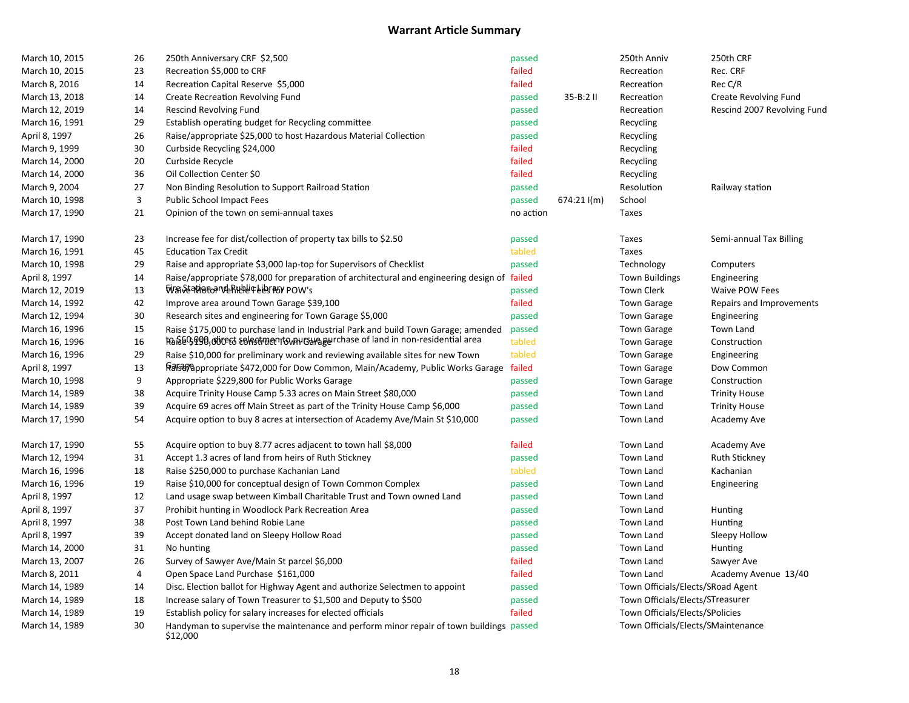# Warrant Article Summary

| | | | | | | |
|---|---|---|---|---|---|---|
| March 10, 2015 | 26 | 250th Anniversary CRF $2,500 | passed | | 250th Anniv | 250th CRF |
| March 10, 2015 | 23 | Recreation $5,000 to CRF | failed | | Recreation | Rec. CRF |
| March 8, 2016 | 14 | Recreation Capital Reserve $5,000 | failed | | Recreation | Rec C/R |
| March 13, 2018 | 14 | Create Recreation Revolving Fund | passed | 35-B:2 II | Recreation | Create Revolving Fund |
| March 12, 2019 | 14 | Rescind Revolving Fund | passed | | Recreation | Rescind 2007 Revolving Fund |
| March 16, 1991 | 29 | Establish operating budget for Recycling committee | passed | | Recycling | |
| April 8, 1997 | 26 | Raise/appropriate $25,000 to host Hazardous Material Collection | passed | | Recycling | |
| March 9, 1999 | 30 | Curbside Recycling $24,000 | failed | | Recycling | |
| March 14, 2000 | 20 | Curbside Recycle | failed | | Recycling | |
| March 14, 2000 | 36 | Oil Collection Center $0 | failed | | Recycling | |
| March 9, 2004 | 27 | Non Binding Resolution to Support Railroad Station | passed | | Resolution | Railway station |
| March 10, 1998 | 3 | Public School Impact Fees | passed | 674:21 I(m) | School | |
| March 17, 1990 | 21 | Opinion of the town on semi-annual taxes | no action | | Taxes | |
| March 17, 1990 | 23 | Increase fee for dist/collection of property tax bills to $2.50 | passed | | Taxes | Semi-annual Tax Billing |
| March 16, 1991 | 45 | Education Tax Credit | tabled | | Taxes | |
| March 10, 1998 | 29 | Raise and appropriate $3,000 lap-top for Supervisors of Checklist | passed | | Technology | Computers |
| April 8, 1997 | 14 | Raise/appropriate $78,000 for preparation of architectural and engineering design of Fire Station and Public Library | failed | | Town Buildings | Engineering |
| March 12, 2019 | 13 | Waive Motor Vehicle Fees for POW's | passed | | Town Clerk | Waive POW Fees |
| March 14, 1992 | 42 | Improve area around Town Garage $39,100 | failed | | Town Garage | Repairs and Improvements |
| March 12, 1994 | 30 | Research sites and engineering for Town Garage $5,000 | passed | | Town Garage | Engineering |
| March 16, 1996 | 15 | Raise $175,000 to purchase land in Industrial Park and build Town Garage; amended to $60,000, direct selectmen to pursue purchase of land in non-residential area | passed | | Town Garage | Town Land |
| March 16, 1996 | 16 | Raise $150,000 to construct Town Garage | tabled | | Town Garage | Construction |
| March 16, 1996 | 29 | Raise $10,000 for preliminary work and reviewing available sites for new Town Garage | tabled | | Town Garage | Engineering |
| April 8, 1997 | 13 | Raise/appropriate $472,000 for Dow Common, Main/Academy, Public Works Garage | failed | | Town Garage | Dow Common |
| March 10, 1998 | 9 | Appropriate $229,800 for Public Works Garage | passed | | Town Garage | Construction |
| March 14, 1989 | 38 | Acquire Trinity House Camp 5.33 acres on Main Street $80,000 | passed | | Town Land | Trinity House |
| March 14, 1989 | 39 | Acquire 69 acres off Main Street as part of the Trinity House Camp $6,000 | passed | | Town Land | Trinity House |
| March 17, 1990 | 54 | Acquire option to buy 8 acres at intersection of Academy Ave/Main St $10,000 | passed | | Town Land | Academy Ave |
| March 17, 1990 | 55 | Acquire option to buy 8.77 acres adjacent to town hall $8,000 | failed | | Town Land | Academy Ave |
| March 12, 1994 | 31 | Accept 1.3 acres of land from heirs of Ruth Stickney | passed | | Town Land | Ruth Stickney |
| March 16, 1996 | 18 | Raise $250,000 to purchase Kachanian Land | tabled | | Town Land | Kachanian |
| March 16, 1996 | 19 | Raise $10,000 for conceptual design of Town Common Complex | passed | | Town Land | Engineering |
| April 8, 1997 | 12 | Land usage swap between Kimball Charitable Trust and Town owned Land | passed | | Town Land | |
| April 8, 1997 | 37 | Prohibit hunting in Woodlock Park Recreation Area | passed | | Town Land | Hunting |
| April 8, 1997 | 38 | Post Town Land behind Robie Lane | passed | | Town Land | Hunting |
| April 8, 1997 | 39 | Accept donated land on Sleepy Hollow Road | passed | | Town Land | Sleepy Hollow |
| March 14, 2000 | 31 | No hunting | passed | | Town Land | Hunting |
| March 13, 2007 | 26 | Survey of Sawyer Ave/Main St parcel $6,000 | failed | | Town Land | Sawyer Ave |
| March 8, 2011 | 4 | Open Space Land Purchase $161,000 | failed | | Town Land | Academy Avenue 13/40 |
| March 14, 1989 | 14 | Disc. Election ballot for Highway Agent and authorize Selectmen to appoint | passed | | Town Officials/Elects/S | Road Agent |
| March 14, 1989 | 18 | Increase salary of Town Treasurer to $1,500 and Deputy to $500 | passed | | Town Officials/Elects/S | Treasurer |
| March 14, 1989 | 19 | Establish policy for salary increases for elected officials | failed | | Town Officials/Elects/S | Policies |
| March 14, 1989 | 30 | Handyman to supervise the maintenance and perform minor repair of town buildings $12,000 | passed | | Town Officials/Elects/S | Maintenance |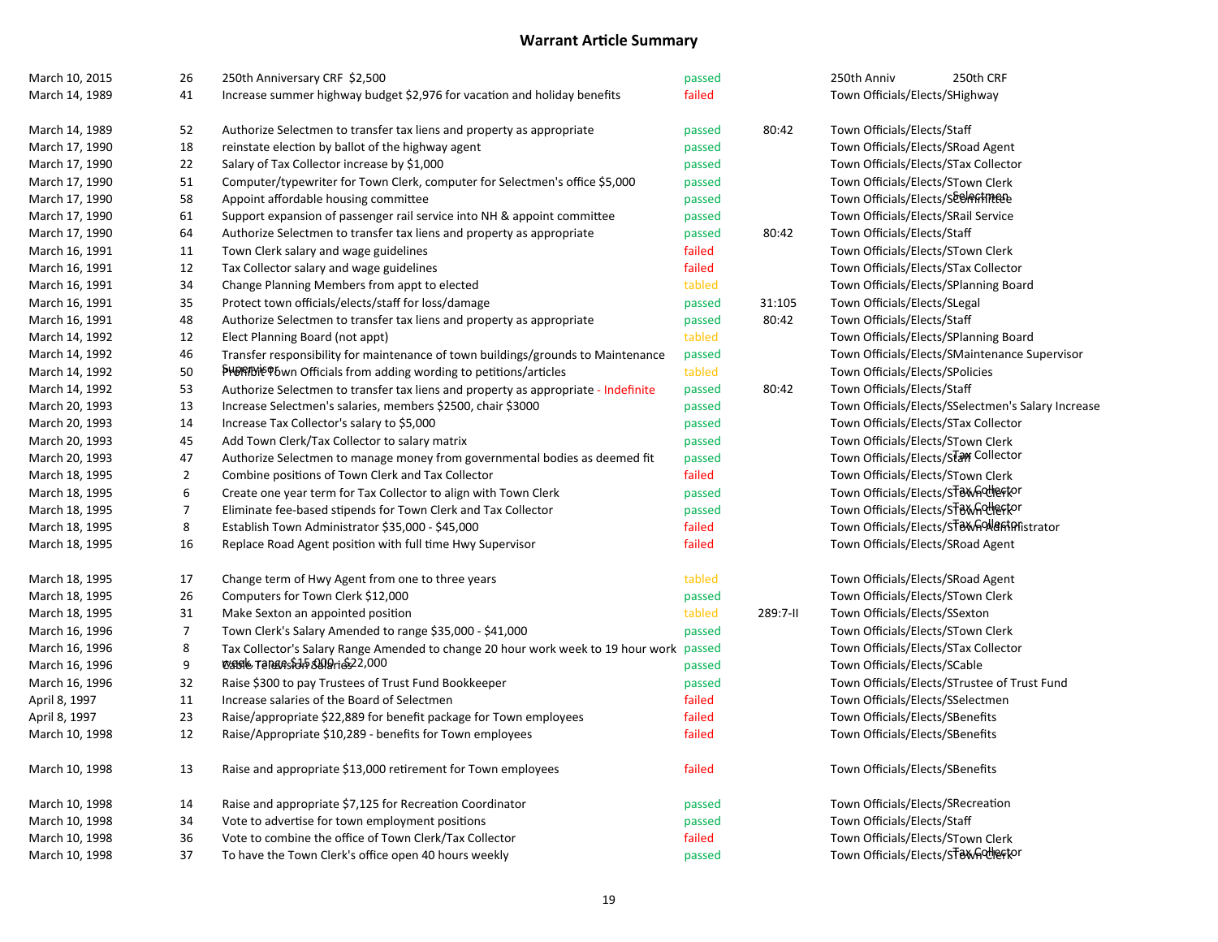# Warrant Article Summary

| | | | | | | |
|---|---|---|---|---|---|---|
| March 10, 2015 | 26 | 250th Anniversary CRF $2,500 | passed | | 250th Anniv | 250th CRF |
| March 14, 1989 | 41 | Increase summer highway budget $2,976 for vacation and holiday benefits | failed | | Town Officials/Elects/S | Highway |
| March 14, 1989 | 52 | Authorize Selectmen to transfer tax liens and property as appropriate | passed | 80:42 | Town Officials/Elects/S | Staff |
| March 17, 1990 | 18 | reinstate election by ballot of the highway agent | passed | | Town Officials/Elects/S | Road Agent |
| March 17, 1990 | 22 | Salary of Tax Collector increase by $1,000 | passed | | Town Officials/Elects/S | Tax Collector |
| March 17, 1990 | 51 | Computer/typewriter for Town Clerk, computer for Selectmen's office $5,000 | passed | | Town Officials/Elects/S | Town Clerk Selectmen |
| March 17, 1990 | 58 | Appoint affordable housing committee | passed | | Town Officials/Elects/S | Committee |
| March 17, 1990 | 61 | Support expansion of passenger rail service into NH & appoint committee | passed | | Town Officials/Elects/S | Rail Service |
| March 17, 1990 | 64 | Authorize Selectmen to transfer tax liens and property as appropriate | passed | 80:42 | Town Officials/Elects/S | Staff |
| March 16, 1991 | 11 | Town Clerk salary and wage guidelines | failed | | Town Officials/Elects/S | Town Clerk |
| March 16, 1991 | 12 | Tax Collector salary and wage guidelines | failed | | Town Officials/Elects/S | Tax Collector |
| March 16, 1991 | 34 | Change Planning Members from appt to elected | tabled | | Town Officials/Elects/S | Planning Board |
| March 16, 1991 | 35 | Protect town officials/elects/staff for loss/damage | passed | 31:105 | Town Officials/Elects/S | Legal |
| March 16, 1991 | 48 | Authorize Selectmen to transfer tax liens and property as appropriate | passed | 80:42 | Town Officials/Elects/S | Staff |
| March 14, 1992 | 12 | Elect Planning Board (not appt) | tabled | | Town Officials/Elects/S | Planning Board |
| March 14, 1992 | 46 | Transfer responsibility for maintenance of town buildings/grounds to Maintenance Supervisor | passed | | Town Officials/Elects/S | Maintenance Supervisor |
| March 14, 1992 | 50 | Prohibit Town Officials from adding wording to petitions/articles | tabled | | Town Officials/Elects/S | Policies |
| March 14, 1992 | 53 | Authorize Selectmen to transfer tax liens and property as appropriate - Indefinite | passed | 80:42 | Town Officials/Elects/S | Staff |
| March 20, 1993 | 13 | Increase Selectmen's salaries, members $2500, chair $3000 | passed | | Town Officials/Elects/S | Selectmen's Salary Increase |
| March 20, 1993 | 14 | Increase Tax Collector's salary to $5,000 | passed | | Town Officials/Elects/S | Tax Collector |
| March 20, 1993 | 45 | Add Town Clerk/Tax Collector to salary matrix | passed | | Town Officials/Elects/S | Town Clerk Tax Collector |
| March 20, 1993 | 47 | Authorize Selectmen to manage money from governmental bodies as deemed fit | passed | | Town Officials/Elects/S | Staff |
| March 18, 1995 | 2 | Combine positions of Town Clerk and Tax Collector | failed | | Town Officials/Elects/S | Town Clerk Tax Collector |
| March 18, 1995 | 6 | Create one year term for Tax Collector to align with Town Clerk | passed | | Town Officials/Elects/S | Town Clerk Tax Collector |
| March 18, 1995 | 7 | Eliminate fee-based stipends for Town Clerk and Tax Collector | passed | | Town Officials/Elects/S | Town Clerk Tax Collector |
| March 18, 1995 | 8 | Establish Town Administrator $35,000 - $45,000 | failed | | Town Officials/Elects/S | Town Administrator |
| March 18, 1995 | 16 | Replace Road Agent position with full time Hwy Supervisor | failed | | Town Officials/Elects/S | Road Agent |
| March 18, 1995 | 17 | Change term of Hwy Agent from one to three years | tabled | | Town Officials/Elects/S | Road Agent |
| March 18, 1995 | 26 | Computers for Town Clerk $12,000 | passed | | Town Officials/Elects/S | Town Clerk |
| March 18, 1995 | 31 | Make Sexton an appointed position | tabled | 289:7-II | Town Officials/Elects/S | Sexton |
| March 16, 1996 | 7 | Town Clerk's Salary Amended to range $35,000 - $41,000 | passed | | Town Officials/Elects/S | Town Clerk |
| March 16, 1996 | 8 | Tax Collector's Salary Range Amended to change 20 hour work week to 19 hour work week, range $15,000 - $22,000 | passed | | Town Officials/Elects/S | Tax Collector |
| March 16, 1996 | 9 | Cable Television Salaries | passed | | Town Officials/Elects/S | Cable |
| March 16, 1996 | 32 | Raise $300 to pay Trustees of Trust Fund Bookkeeper | passed | | Town Officials/Elects/S | Trustee of Trust Fund |
| April 8, 1997 | 11 | Increase salaries of the Board of Selectmen | failed | | Town Officials/Elects/S | Selectmen |
| April 8, 1997 | 23 | Raise/appropriate $22,889 for benefit package for Town employees | failed | | Town Officials/Elects/S | Benefits |
| March 10, 1998 | 12 | Raise/Appropriate $10,289 - benefits for Town employees | failed | | Town Officials/Elects/S | Benefits |
| March 10, 1998 | 13 | Raise and appropriate $13,000 retirement for Town employees | failed | | Town Officials/Elects/S | Benefits |
| March 10, 1998 | 14 | Raise and appropriate $7,125 for Recreation Coordinator | passed | | Town Officials/Elects/S | Recreation |
| March 10, 1998 | 34 | Vote to advertise for town employment positions | passed | | Town Officials/Elects/S | Staff |
| March 10, 1998 | 36 | Vote to combine the office of Town Clerk/Tax Collector | failed | | Town Officials/Elects/S | Town Clerk Tax Collector |
| March 10, 1998 | 37 | To have the Town Clerk's office open 40 hours weekly | passed | | Town Officials/Elects/S | Town Clerk Tax Collector |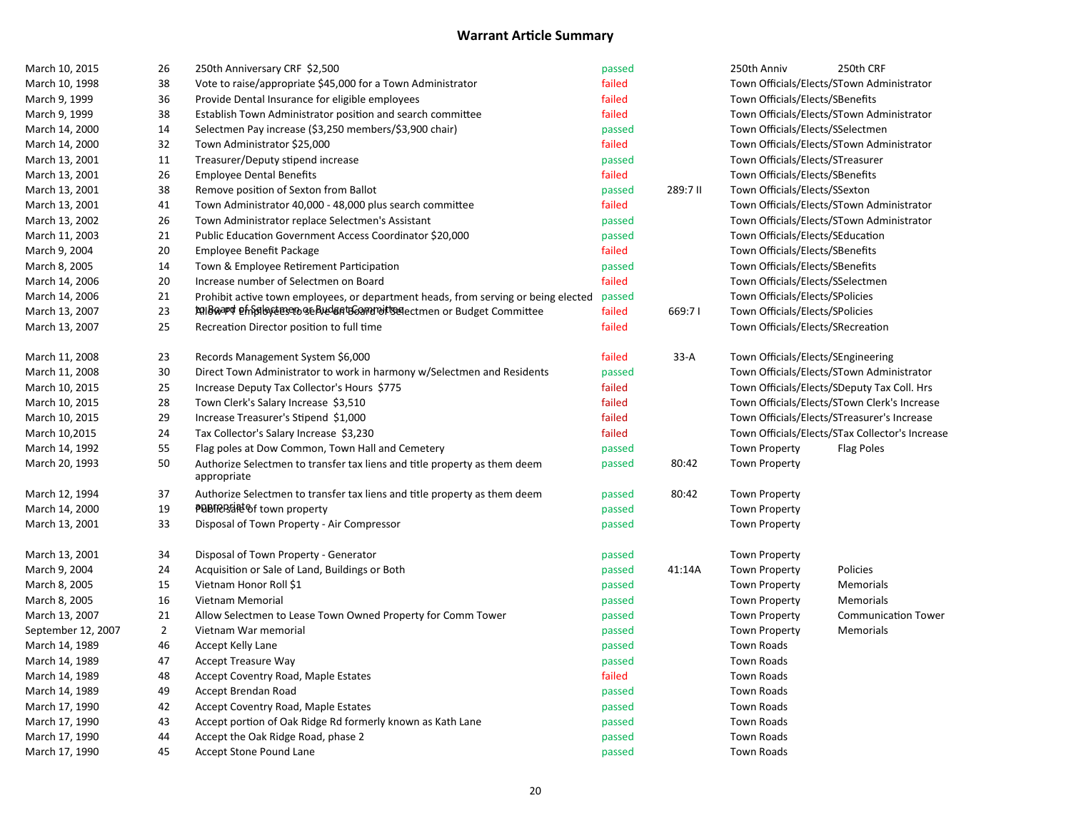# Warrant Article Summary

| Date | Article | Description | Result | RSA | Category | Subcategory |
|---|---|---|---|---|---|---|
| March 10, 2015 | 26 | 250th Anniversary CRF $2,500 | passed | | 250th Anniv | 250th CRF |
| March 10, 1998 | 38 | Vote to raise/appropriate $45,000 for a Town Administrator | failed | | Town Officials/Elects/S | Town Administrator |
| March 9, 1999 | 36 | Provide Dental Insurance for eligible employees | failed | | Town Officials/Elects/S | Benefits |
| March 9, 1999 | 38 | Establish Town Administrator position and search committee | failed | | Town Officials/Elects/S | Town Administrator |
| March 14, 2000 | 14 | Selectmen Pay increase ($3,250 members/$3,900 chair) | passed | | Town Officials/Elects/S | Selectmen |
| March 14, 2000 | 32 | Town Administrator $25,000 | failed | | Town Officials/Elects/S | Town Administrator |
| March 13, 2001 | 11 | Treasurer/Deputy stipend increase | passed | | Town Officials/Elects/S | Treasurer |
| March 13, 2001 | 26 | Employee Dental Benefits | failed | | Town Officials/Elects/S | Benefits |
| March 13, 2001 | 38 | Remove position of Sexton from Ballot | passed | 289:7 II | Town Officials/Elects/S | Sexton |
| March 13, 2001 | 41 | Town Administrator 40,000 - 48,000 plus search committee | failed | | Town Officials/Elects/S | Town Administrator |
| March 13, 2002 | 26 | Town Administrator replace Selectmen's Assistant | passed | | Town Officials/Elects/S | Town Administrator |
| March 11, 2003 | 21 | Public Education Government Access Coordinator $20,000 | passed | | Town Officials/Elects/S | Education |
| March 9, 2004 | 20 | Employee Benefit Package | failed | | Town Officials/Elects/S | Benefits |
| March 8, 2005 | 14 | Town & Employee Retirement Participation | passed | | Town Officials/Elects/S | Benefits |
| March 14, 2006 | 20 | Increase number of Selectmen on Board | failed | | Town Officials/Elects/S | Selectmen |
| March 14, 2006 | 21 | Prohibit active town employees, or department heads, from serving or being elected to Board of Selectmen or Budget Committee | passed | | Town Officials/Elects/S | Policies |
| March 13, 2007 | 23 | Allow PT employees to serve on Board of Selectmen or Budget Committee | failed | 669:7 I | Town Officials/Elects/S | Policies |
| March 13, 2007 | 25 | Recreation Director position to full time | failed | | Town Officials/Elects/S | Recreation |
| March 11, 2008 | 23 | Records Management System $6,000 | failed | 33-A | Town Officials/Elects/S | Engineering |
| March 11, 2008 | 30 | Direct Town Administrator to work in harmony w/Selectmen and Residents | passed | | Town Officials/Elects/S | Town Administrator |
| March 10, 2015 | 25 | Increase Deputy Tax Collector's Hours $775 | failed | | Town Officials/Elects/S | Deputy Tax Coll. Hrs |
| March 10, 2015 | 28 | Town Clerk's Salary Increase $3,510 | failed | | Town Officials/Elects/S | Town Clerk's Increase |
| March 10, 2015 | 29 | Increase Treasurer's Stipend $1,000 | failed | | Town Officials/Elects/S | Treasurer's Increase |
| March 10,2015 | 24 | Tax Collector's Salary Increase $3,230 | failed | | Town Officials/Elects/S | Tax Collector's Increase |
| March 14, 1992 | 55 | Flag poles at Dow Common, Town Hall and Cemetery | passed | | Town Property | Flag Poles |
| March 20, 1993 | 50 | Authorize Selectmen to transfer tax liens and title property as them deem appropriate | passed | 80:42 | Town Property | |
| March 12, 1994 | 37 | Authorize Selectmen to transfer tax liens and title property as them deem appropriate | passed | 80:42 | Town Property | |
| March 14, 2000 | 19 | Public sale of town property | passed | | Town Property | |
| March 13, 2001 | 33 | Disposal of Town Property - Air Compressor | passed | | Town Property | |
| March 13, 2001 | 34 | Disposal of Town Property - Generator | passed | | Town Property | |
| March 9, 2004 | 24 | Acquisition or Sale of Land, Buildings or Both | passed | 41:14A | Town Property | Policies |
| March 8, 2005 | 15 | Vietnam Honor Roll $1 | passed | | Town Property | Memorials |
| March 8, 2005 | 16 | Vietnam Memorial | passed | | Town Property | Memorials |
| March 13, 2007 | 21 | Allow Selectmen to Lease Town Owned Property for Comm Tower | passed | | Town Property | Communication Tower |
| September 12, 2007 | 2 | Vietnam War memorial | passed | | Town Property | Memorials |
| March 14, 1989 | 46 | Accept Kelly Lane | passed | | Town Roads | |
| March 14, 1989 | 47 | Accept Treasure Way | passed | | Town Roads | |
| March 14, 1989 | 48 | Accept Coventry Road, Maple Estates | failed | | Town Roads | |
| March 14, 1989 | 49 | Accept Brendan Road | passed | | Town Roads | |
| March 17, 1990 | 42 | Accept Coventry Road, Maple Estates | passed | | Town Roads | |
| March 17, 1990 | 43 | Accept portion of Oak Ridge Rd formerly known as Kath Lane | passed | | Town Roads | |
| March 17, 1990 | 44 | Accept the Oak Ridge Road, phase 2 | passed | | Town Roads | |
| March 17, 1990 | 45 | Accept Stone Pound Lane | passed | | Town Roads | |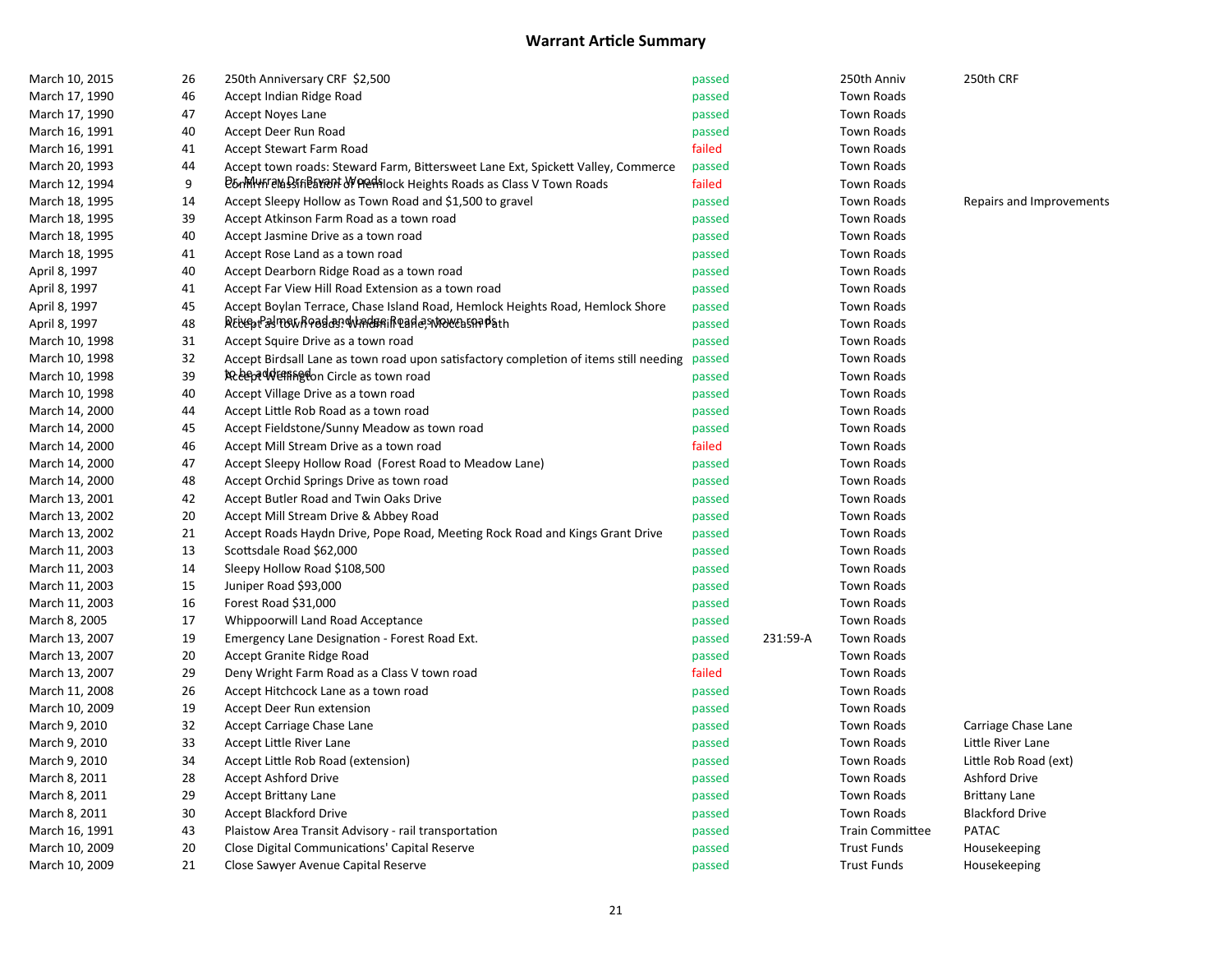# Warrant Article Summary

| | | | | | | |
|---|---|---|---|---|---|---|
| March 10, 2015 | 26 | 250th Anniversary CRF $2,500 | passed | | 250th Anniv | 250th CRF |
| March 17, 1990 | 46 | Accept Indian Ridge Road | passed | | Town Roads | |
| March 17, 1990 | 47 | Accept Noyes Lane | passed | | Town Roads | |
| March 16, 1991 | 40 | Accept Deer Run Road | passed | | Town Roads | |
| March 16, 1991 | 41 | Accept Stewart Farm Road | failed | | Town Roads | |
| March 20, 1993 | 44 | Accept town roads: Steward Farm, Bittersweet Lane Ext, Spickett Valley, Commerce Dr, Murray Dr, Bryant Woods | passed | | Town Roads | |
| March 12, 1994 | 9 | Confirm classification of Hemlock Heights Roads as Class V Town Roads | failed | | Town Roads | |
| March 18, 1995 | 14 | Accept Sleepy Hollow as Town Road and $1,500 to gravel | passed | | Town Roads | Repairs and Improvements |
| March 18, 1995 | 39 | Accept Atkinson Farm Road as a town road | passed | | Town Roads | |
| March 18, 1995 | 40 | Accept Jasmine Drive as a town road | passed | | Town Roads | |
| March 18, 1995 | 41 | Accept Rose Land as a town road | passed | | Town Roads | |
| April 8, 1997 | 40 | Accept Dearborn Ridge Road as a town road | passed | | Town Roads | |
| April 8, 1997 | 41 | Accept Far View Hill Road Extension as a town road | passed | | Town Roads | |
| April 8, 1997 | 45 | Accept Boylan Terrace, Chase Island Road, Hemlock Heights Road, Hemlock Shore Drive, Palmer Road and Ledge Road as town roads | passed | | Town Roads | |
| April 8, 1997 | 48 | Accept as town roads: Windmill Lane, Moccasin Path | passed | | Town Roads | |
| March 10, 1998 | 31 | Accept Squire Drive as a town road | passed | | Town Roads | |
| March 10, 1998 | 32 | Accept Birdsall Lane as town road upon satisfactory completion of items still needing to be addressed | passed | | Town Roads | |
| March 10, 1998 | 39 | Accept Wellington Circle as town road | passed | | Town Roads | |
| March 10, 1998 | 40 | Accept Village Drive as a town road | passed | | Town Roads | |
| March 14, 2000 | 44 | Accept Little Rob Road as a town road | passed | | Town Roads | |
| March 14, 2000 | 45 | Accept Fieldstone/Sunny Meadow as town road | passed | | Town Roads | |
| March 14, 2000 | 46 | Accept Mill Stream Drive as a town road | failed | | Town Roads | |
| March 14, 2000 | 47 | Accept Sleepy Hollow Road (Forest Road to Meadow Lane) | passed | | Town Roads | |
| March 14, 2000 | 48 | Accept Orchid Springs Drive as town road | passed | | Town Roads | |
| March 13, 2001 | 42 | Accept Butler Road and Twin Oaks Drive | passed | | Town Roads | |
| March 13, 2002 | 20 | Accept Mill Stream Drive & Abbey Road | passed | | Town Roads | |
| March 13, 2002 | 21 | Accept Roads Haydn Drive, Pope Road, Meeting Rock Road and Kings Grant Drive | passed | | Town Roads | |
| March 11, 2003 | 13 | Scottsdale Road $62,000 | passed | | Town Roads | |
| March 11, 2003 | 14 | Sleepy Hollow Road $108,500 | passed | | Town Roads | |
| March 11, 2003 | 15 | Juniper Road $93,000 | passed | | Town Roads | |
| March 11, 2003 | 16 | Forest Road $31,000 | passed | | Town Roads | |
| March 8, 2005 | 17 | Whippoorwill Land Road Acceptance | passed | | Town Roads | |
| March 13, 2007 | 19 | Emergency Lane Designation - Forest Road Ext. | passed | 231:59-A | Town Roads | |
| March 13, 2007 | 20 | Accept Granite Ridge Road | passed | | Town Roads | |
| March 13, 2007 | 29 | Deny Wright Farm Road as a Class V town road | failed | | Town Roads | |
| March 11, 2008 | 26 | Accept Hitchcock Lane as a town road | passed | | Town Roads | |
| March 10, 2009 | 19 | Accept Deer Run extension | passed | | Town Roads | |
| March 9, 2010 | 32 | Accept Carriage Chase Lane | passed | | Town Roads | Carriage Chase Lane |
| March 9, 2010 | 33 | Accept Little River Lane | passed | | Town Roads | Little River Lane |
| March 9, 2010 | 34 | Accept Little Rob Road (extension) | passed | | Town Roads | Little Rob Road (ext) |
| March 8, 2011 | 28 | Accept Ashford Drive | passed | | Town Roads | Ashford Drive |
| March 8, 2011 | 29 | Accept Brittany Lane | passed | | Town Roads | Brittany Lane |
| March 8, 2011 | 30 | Accept Blackford Drive | passed | | Town Roads | Blackford Drive |
| March 16, 1991 | 43 | Plaistow Area Transit Advisory - rail transportation | passed | | Train Committee | PATAC |
| March 10, 2009 | 20 | Close Digital Communications' Capital Reserve | passed | | Trust Funds | Housekeeping |
| March 10, 2009 | 21 | Close Sawyer Avenue Capital Reserve | passed | | Trust Funds | Housekeeping |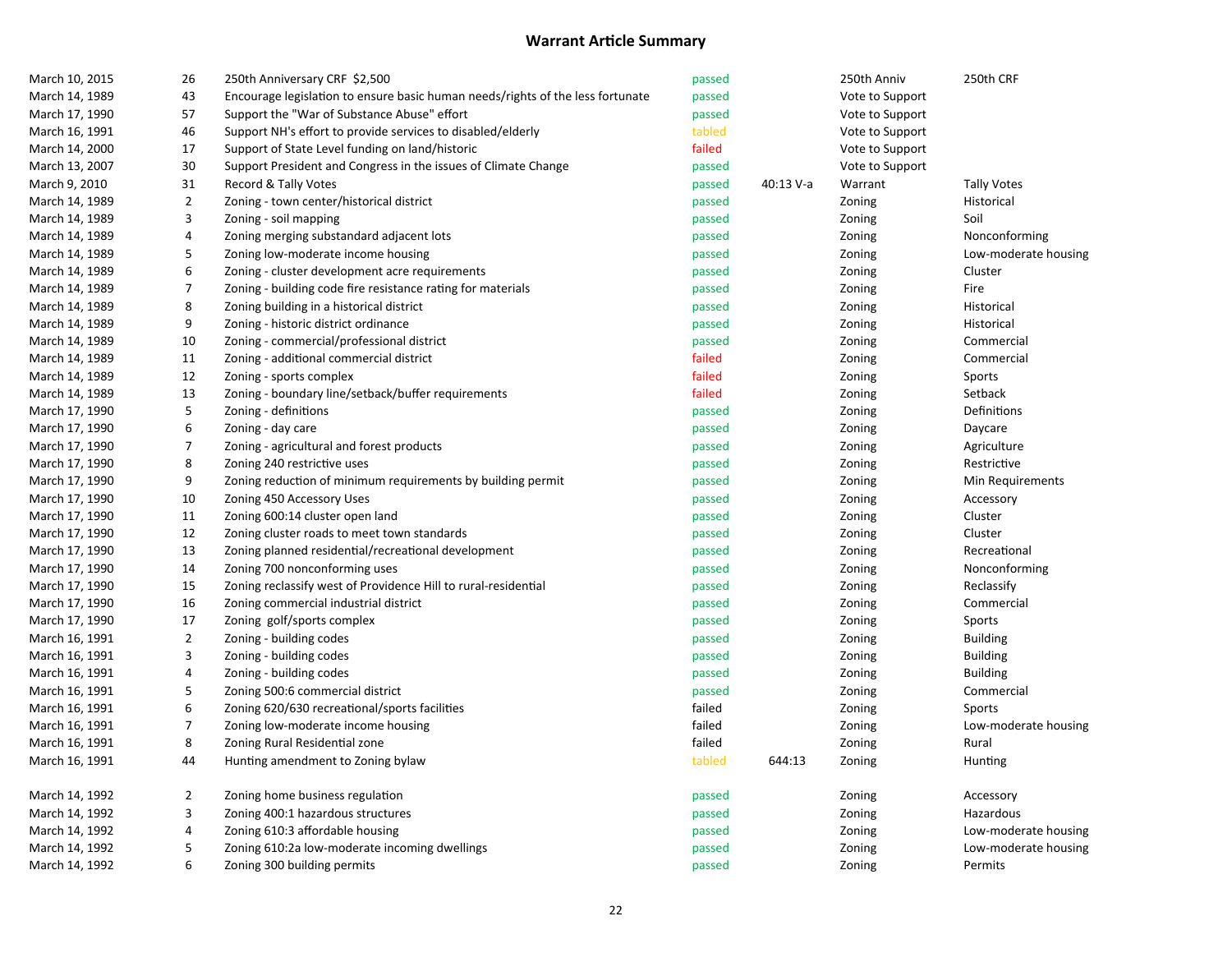## Warrant Article Summary

| | | | | | | |
|---|---|---|---|---|---|---|
| March 10, 2015 | 26 | 250th Anniversary CRF $2,500 | passed | | 250th Anniv | 250th CRF |
| March 14, 1989 | 43 | Encourage legislation to ensure basic human needs/rights of the less fortunate | passed | | Vote to Support | |
| March 17, 1990 | 57 | Support the "War of Substance Abuse" effort | passed | | Vote to Support | |
| March 16, 1991 | 46 | Support NH's effort to provide services to disabled/elderly | tabled | | Vote to Support | |
| March 14, 2000 | 17 | Support of State Level funding on land/historic | failed | | Vote to Support | |
| March 13, 2007 | 30 | Support President and Congress in the issues of Climate Change | passed | | Vote to Support | |
| March 9, 2010 | 31 | Record & Tally Votes | passed | 40:13 V-a | Warrant | Tally Votes |
| March 14, 1989 | 2 | Zoning - town center/historical district | passed | | Zoning | Historical |
| March 14, 1989 | 3 | Zoning - soil mapping | passed | | Zoning | Soil |
| March 14, 1989 | 4 | Zoning merging substandard adjacent lots | passed | | Zoning | Nonconforming |
| March 14, 1989 | 5 | Zoning low-moderate income housing | passed | | Zoning | Low-moderate housing |
| March 14, 1989 | 6 | Zoning - cluster development acre requirements | passed | | Zoning | Cluster |
| March 14, 1989 | 7 | Zoning - building code fire resistance rating for materials | passed | | Zoning | Fire |
| March 14, 1989 | 8 | Zoning building in a historical district | passed | | Zoning | Historical |
| March 14, 1989 | 9 | Zoning - historic district ordinance | passed | | Zoning | Historical |
| March 14, 1989 | 10 | Zoning - commercial/professional district | passed | | Zoning | Commercial |
| March 14, 1989 | 11 | Zoning - additional commercial district | failed | | Zoning | Commercial |
| March 14, 1989 | 12 | Zoning - sports complex | failed | | Zoning | Sports |
| March 14, 1989 | 13 | Zoning - boundary line/setback/buffer requirements | failed | | Zoning | Setback |
| March 17, 1990 | 5 | Zoning - definitions | passed | | Zoning | Definitions |
| March 17, 1990 | 6 | Zoning - day care | passed | | Zoning | Daycare |
| March 17, 1990 | 7 | Zoning - agricultural and forest products | passed | | Zoning | Agriculture |
| March 17, 1990 | 8 | Zoning 240 restrictive uses | passed | | Zoning | Restrictive |
| March 17, 1990 | 9 | Zoning reduction of minimum requirements by building permit | passed | | Zoning | Min Requirements |
| March 17, 1990 | 10 | Zoning 450 Accessory Uses | passed | | Zoning | Accessory |
| March 17, 1990 | 11 | Zoning 600:14 cluster open land | passed | | Zoning | Cluster |
| March 17, 1990 | 12 | Zoning cluster roads to meet town standards | passed | | Zoning | Cluster |
| March 17, 1990 | 13 | Zoning planned residential/recreational development | passed | | Zoning | Recreational |
| March 17, 1990 | 14 | Zoning 700 nonconforming uses | passed | | Zoning | Nonconforming |
| March 17, 1990 | 15 | Zoning reclassify west of Providence Hill to rural-residential | passed | | Zoning | Reclassify |
| March 17, 1990 | 16 | Zoning commercial industrial district | passed | | Zoning | Commercial |
| March 17, 1990 | 17 | Zoning golf/sports complex | passed | | Zoning | Sports |
| March 16, 1991 | 2 | Zoning - building codes | passed | | Zoning | Building |
| March 16, 1991 | 3 | Zoning - building codes | passed | | Zoning | Building |
| March 16, 1991 | 4 | Zoning - building codes | passed | | Zoning | Building |
| March 16, 1991 | 5 | Zoning 500:6 commercial district | passed | | Zoning | Commercial |
| March 16, 1991 | 6 | Zoning 620/630 recreational/sports facilities | failed | | Zoning | Sports |
| March 16, 1991 | 7 | Zoning low-moderate income housing | failed | | Zoning | Low-moderate housing |
| March 16, 1991 | 8 | Zoning Rural Residential zone | failed | | Zoning | Rural |
| March 16, 1991 | 44 | Hunting amendment to Zoning bylaw | tabled | 644:13 | Zoning | Hunting |
| March 14, 1992 | 2 | Zoning home business regulation | passed | | Zoning | Accessory |
| March 14, 1992 | 3 | Zoning 400:1 hazardous structures | passed | | Zoning | Hazardous |
| March 14, 1992 | 4 | Zoning 610:3 affordable housing | passed | | Zoning | Low-moderate housing |
| March 14, 1992 | 5 | Zoning 610:2a low-moderate incoming dwellings | passed | | Zoning | Low-moderate housing |
| March 14, 1992 | 6 | Zoning 300 building permits | passed | | Zoning | Permits |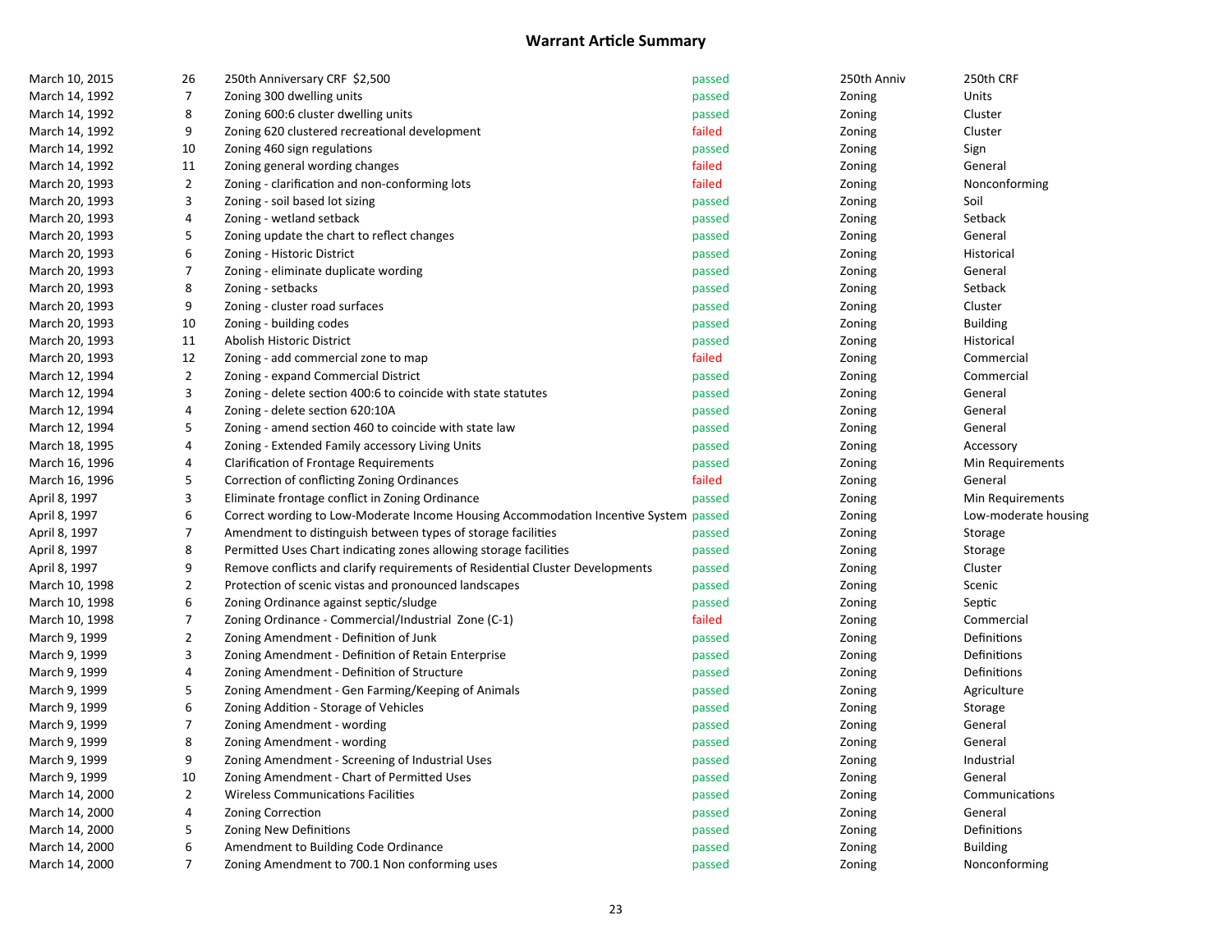## Warrant Article Summary

| | | | | | |
|---|---|---|---|---|---|
| March 10, 2015 | 26 | 250th Anniversary CRF $2,500 | passed | 250th Anniv | 250th CRF |
| March 14, 1992 | 7 | Zoning 300 dwelling units | passed | Zoning | Units |
| March 14, 1992 | 8 | Zoning 600:6 cluster dwelling units | passed | Zoning | Cluster |
| March 14, 1992 | 9 | Zoning 620 clustered recreational development | failed | Zoning | Cluster |
| March 14, 1992 | 10 | Zoning 460 sign regulations | passed | Zoning | Sign |
| March 14, 1992 | 11 | Zoning general wording changes | failed | Zoning | General |
| March 20, 1993 | 2 | Zoning - clarification and non-conforming lots | failed | Zoning | Nonconforming |
| March 20, 1993 | 3 | Zoning - soil based lot sizing | passed | Zoning | Soil |
| March 20, 1993 | 4 | Zoning - wetland setback | passed | Zoning | Setback |
| March 20, 1993 | 5 | Zoning update the chart to reflect changes | passed | Zoning | General |
| March 20, 1993 | 6 | Zoning - Historic District | passed | Zoning | Historical |
| March 20, 1993 | 7 | Zoning - eliminate duplicate wording | passed | Zoning | General |
| March 20, 1993 | 8 | Zoning - setbacks | passed | Zoning | Setback |
| March 20, 1993 | 9 | Zoning - cluster road surfaces | passed | Zoning | Cluster |
| March 20, 1993 | 10 | Zoning - building codes | passed | Zoning | Building |
| March 20, 1993 | 11 | Abolish Historic District | passed | Zoning | Historical |
| March 20, 1993 | 12 | Zoning - add commercial zone to map | failed | Zoning | Commercial |
| March 12, 1994 | 2 | Zoning - expand Commercial District | passed | Zoning | Commercial |
| March 12, 1994 | 3 | Zoning - delete section 400:6 to coincide with state statutes | passed | Zoning | General |
| March 12, 1994 | 4 | Zoning - delete section 620:10A | passed | Zoning | General |
| March 12, 1994 | 5 | Zoning - amend section 460 to coincide with state law | passed | Zoning | General |
| March 18, 1995 | 4 | Zoning - Extended Family accessory Living Units | passed | Zoning | Accessory |
| March 16, 1996 | 4 | Clarification of Frontage Requirements | passed | Zoning | Min Requirements |
| March 16, 1996 | 5 | Correction of conflicting Zoning Ordinances | failed | Zoning | General |
| April 8, 1997 | 3 | Eliminate frontage conflict in Zoning Ordinance | passed | Zoning | Min Requirements |
| April 8, 1997 | 6 | Correct wording to Low-Moderate Income Housing Accommodation Incentive System | passed | Zoning | Low-moderate housing |
| April 8, 1997 | 7 | Amendment to distinguish between types of storage facilities | passed | Zoning | Storage |
| April 8, 1997 | 8 | Permitted Uses Chart indicating zones allowing storage facilities | passed | Zoning | Storage |
| April 8, 1997 | 9 | Remove conflicts and clarify requirements of Residential Cluster Developments | passed | Zoning | Cluster |
| March 10, 1998 | 2 | Protection of scenic vistas and pronounced landscapes | passed | Zoning | Scenic |
| March 10, 1998 | 6 | Zoning Ordinance against septic/sludge | passed | Zoning | Septic |
| March 10, 1998 | 7 | Zoning Ordinance - Commercial/Industrial Zone (C-1) | failed | Zoning | Commercial |
| March 9, 1999 | 2 | Zoning Amendment - Definition of Junk | passed | Zoning | Definitions |
| March 9, 1999 | 3 | Zoning Amendment - Definition of Retain Enterprise | passed | Zoning | Definitions |
| March 9, 1999 | 4 | Zoning Amendment - Definition of Structure | passed | Zoning | Definitions |
| March 9, 1999 | 5 | Zoning Amendment - Gen Farming/Keeping of Animals | passed | Zoning | Agriculture |
| March 9, 1999 | 6 | Zoning Addition - Storage of Vehicles | passed | Zoning | Storage |
| March 9, 1999 | 7 | Zoning Amendment - wording | passed | Zoning | General |
| March 9, 1999 | 8 | Zoning Amendment - wording | passed | Zoning | General |
| March 9, 1999 | 9 | Zoning Amendment - Screening of Industrial Uses | passed | Zoning | Industrial |
| March 9, 1999 | 10 | Zoning Amendment - Chart of Permitted Uses | passed | Zoning | General |
| March 14, 2000 | 2 | Wireless Communications Facilities | passed | Zoning | Communications |
| March 14, 2000 | 4 | Zoning Correction | passed | Zoning | General |
| March 14, 2000 | 5 | Zoning New Definitions | passed | Zoning | Definitions |
| March 14, 2000 | 6 | Amendment to Building Code Ordinance | passed | Zoning | Building |
| March 14, 2000 | 7 | Zoning Amendment to 700.1 Non conforming uses | passed | Zoning | Nonconforming |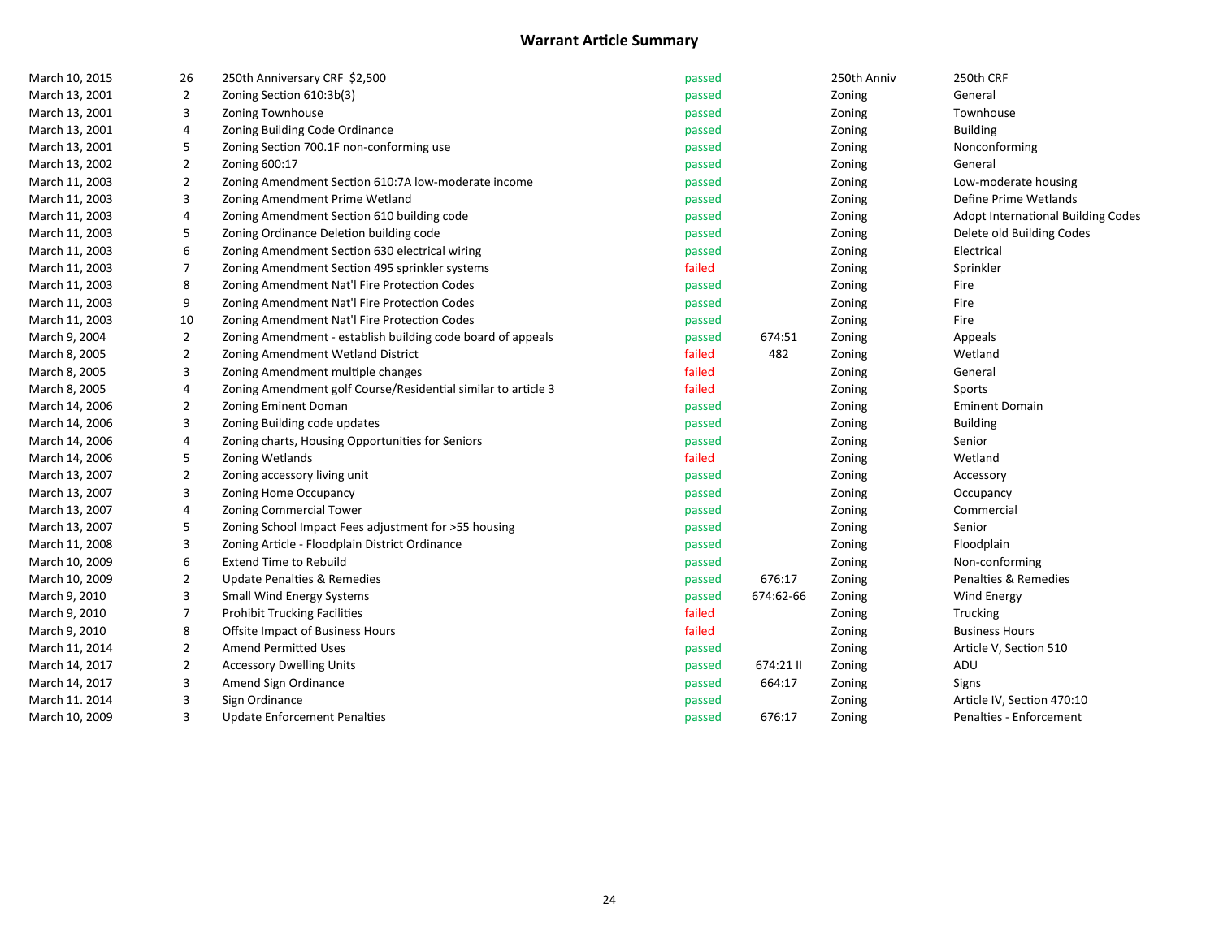## Warrant Article Summary

| | | | | | | |
|---|---|---|---|---|---|---|
| March 10, 2015 | 26 | 250th Anniversary CRF  $2,500 | passed | | 250th Anniv | 250th CRF |
| March 13, 2001 | 2 | Zoning Section 610:3b(3) | passed | | Zoning | General |
| March 13, 2001 | 3 | Zoning Townhouse | passed | | Zoning | Townhouse |
| March 13, 2001 | 4 | Zoning Building Code Ordinance | passed | | Zoning | Building |
| March 13, 2001 | 5 | Zoning Section 700.1F non-conforming use | passed | | Zoning | Nonconforming |
| March 13, 2002 | 2 | Zoning 600:17 | passed | | Zoning | General |
| March 11, 2003 | 2 | Zoning Amendment Section 610:7A low-moderate income | passed | | Zoning | Low-moderate housing |
| March 11, 2003 | 3 | Zoning Amendment Prime Wetland | passed | | Zoning | Define Prime Wetlands |
| March 11, 2003 | 4 | Zoning Amendment Section 610 building code | passed | | Zoning | Adopt International Building Codes |
| March 11, 2003 | 5 | Zoning Ordinance Deletion building code | passed | | Zoning | Delete old Building Codes |
| March 11, 2003 | 6 | Zoning Amendment Section 630 electrical wiring | passed | | Zoning | Electrical |
| March 11, 2003 | 7 | Zoning Amendment Section 495 sprinkler systems | failed | | Zoning | Sprinkler |
| March 11, 2003 | 8 | Zoning Amendment Nat'l Fire Protection Codes | passed | | Zoning | Fire |
| March 11, 2003 | 9 | Zoning Amendment Nat'l Fire Protection Codes | passed | | Zoning | Fire |
| March 11, 2003 | 10 | Zoning Amendment Nat'l Fire Protection Codes | passed | | Zoning | Fire |
| March 9, 2004 | 2 | Zoning Amendment - establish building code board of appeals | passed | 674:51 | Zoning | Appeals |
| March 8, 2005 | 2 | Zoning Amendment Wetland District | failed | 482 | Zoning | Wetland |
| March 8, 2005 | 3 | Zoning Amendment multiple changes | failed | | Zoning | General |
| March 8, 2005 | 4 | Zoning Amendment golf Course/Residential similar to article 3 | failed | | Zoning | Sports |
| March 14, 2006 | 2 | Zoning Eminent Doman | passed | | Zoning | Eminent Domain |
| March 14, 2006 | 3 | Zoning Building code updates | passed | | Zoning | Building |
| March 14, 2006 | 4 | Zoning charts, Housing Opportunities for Seniors | passed | | Zoning | Senior |
| March 14, 2006 | 5 | Zoning Wetlands | failed | | Zoning | Wetland |
| March 13, 2007 | 2 | Zoning accessory living unit | passed | | Zoning | Accessory |
| March 13, 2007 | 3 | Zoning Home Occupancy | passed | | Zoning | Occupancy |
| March 13, 2007 | 4 | Zoning Commercial Tower | passed | | Zoning | Commercial |
| March 13, 2007 | 5 | Zoning School Impact Fees adjustment for >55 housing | passed | | Zoning | Senior |
| March 11, 2008 | 3 | Zoning Article - Floodplain District Ordinance | passed | | Zoning | Floodplain |
| March 10, 2009 | 6 | Extend Time to Rebuild | passed | | Zoning | Non-conforming |
| March 10, 2009 | 2 | Update Penalties & Remedies | passed | 676:17 | Zoning | Penalties & Remedies |
| March 9, 2010 | 3 | Small Wind Energy Systems | passed | 674:62-66 | Zoning | Wind Energy |
| March 9, 2010 | 7 | Prohibit Trucking Facilities | failed | | Zoning | Trucking |
| March 9, 2010 | 8 | Offsite Impact of Business Hours | failed | | Zoning | Business Hours |
| March 11, 2014 | 2 | Amend Permitted Uses | passed | | Zoning | Article V, Section 510 |
| March 14, 2017 | 2 | Accessory Dwelling Units | passed | 674:21 II | Zoning | ADU |
| March 14, 2017 | 3 | Amend Sign Ordinance | passed | 664:17 | Zoning | Signs |
| March 11. 2014 | 3 | Sign Ordinance | passed | | Zoning | Article IV, Section 470:10 |
| March 10, 2009 | 3 | Update Enforcement Penalties | passed | 676:17 | Zoning | Penalties - Enforcement |